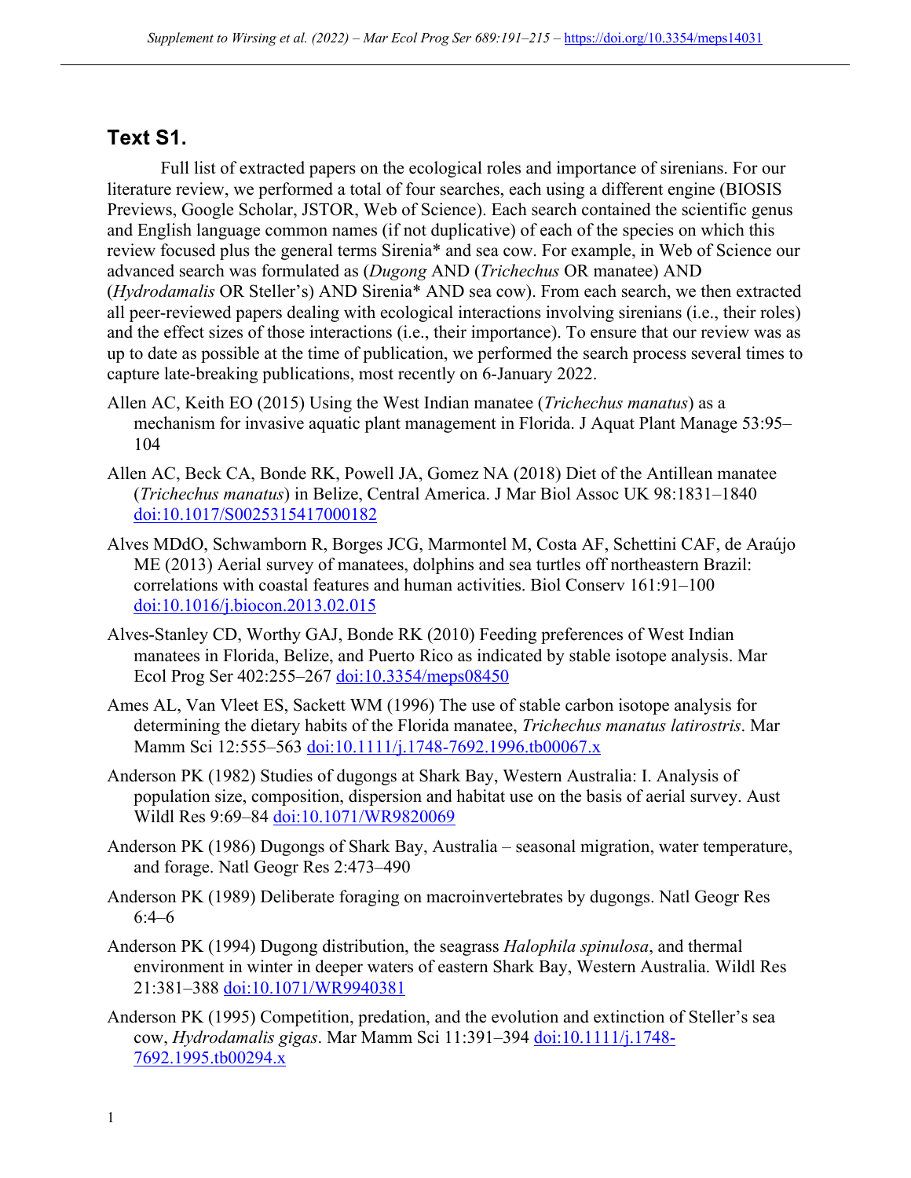## Text S1.

Full list of extracted papers on the ecological roles and importance of sirenians. For our literature review, we performed a total of four searches, each using a different engine (BIOSIS Previews, Google Scholar, JSTOR, Web of Science). Each search contained the scientific genus and English language common names (if not duplicative) of each of the species on which this review focused plus the general terms Sirenia* and sea cow. For example, in Web of Science our advanced search was formulated as (*Dugong* AND (*Trichechus* OR manatee) AND (*Hydrodamalis* OR Steller's) AND Sirenia* AND sea cow). From each search, we then extracted all peer-reviewed papers dealing with ecological interactions involving sirenians (i.e., their roles) and the effect sizes of those interactions (i.e., their importance). To ensure that our review was as up to date as possible at the time of publication, we performed the search process several times to capture late-breaking publications, most recently on 6-January 2022.

Allen AC, Keith EO (2015) Using the West Indian manatee (*Trichechus manatus*) as a mechanism for invasive aquatic plant management in Florida. J Aquat Plant Manage 53:95–104

Allen AC, Beck CA, Bonde RK, Powell JA, Gomez NA (2018) Diet of the Antillean manatee (*Trichechus manatus*) in Belize, Central America. J Mar Biol Assoc UK 98:1831–1840 doi:10.1017/S0025315417000182

Alves MDdO, Schwamborn R, Borges JCG, Marmontel M, Costa AF, Schettini CAF, de Araújo ME (2013) Aerial survey of manatees, dolphins and sea turtles off northeastern Brazil: correlations with coastal features and human activities. Biol Conserv 161:91–100 doi:10.1016/j.biocon.2013.02.015

Alves-Stanley CD, Worthy GAJ, Bonde RK (2010) Feeding preferences of West Indian manatees in Florida, Belize, and Puerto Rico as indicated by stable isotope analysis. Mar Ecol Prog Ser 402:255–267 doi:10.3354/meps08450

Ames AL, Van Vleet ES, Sackett WM (1996) The use of stable carbon isotope analysis for determining the dietary habits of the Florida manatee, *Trichechus manatus latirostris*. Mar Mamm Sci 12:555–563 doi:10.1111/j.1748-7692.1996.tb00067.x

Anderson PK (1982) Studies of dugongs at Shark Bay, Western Australia: I. Analysis of population size, composition, dispersion and habitat use on the basis of aerial survey. Aust Wildl Res 9:69–84 doi:10.1071/WR9820069

Anderson PK (1986) Dugongs of Shark Bay, Australia – seasonal migration, water temperature, and forage. Natl Geogr Res 2:473–490

Anderson PK (1989) Deliberate foraging on macroinvertebrates by dugongs. Natl Geogr Res 6:4–6

Anderson PK (1994) Dugong distribution, the seagrass *Halophila spinulosa*, and thermal environment in winter in deeper waters of eastern Shark Bay, Western Australia. Wildl Res 21:381–388 doi:10.1071/WR9940381

Anderson PK (1995) Competition, predation, and the evolution and extinction of Steller's sea cow, *Hydrodamalis gigas*. Mar Mamm Sci 11:391–394 doi:10.1111/j.1748-7692.1995.tb00294.x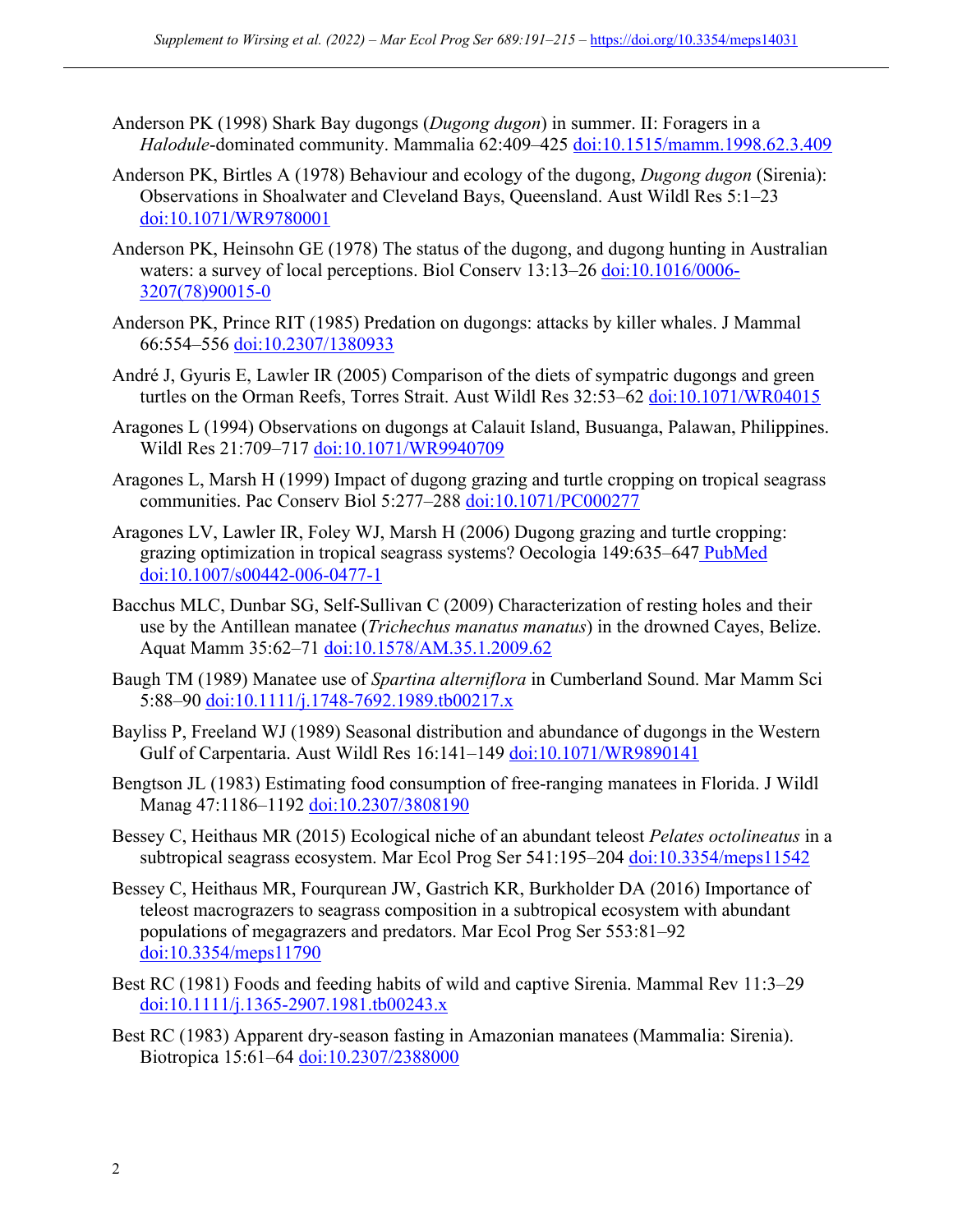Anderson PK (1998) Shark Bay dugongs (*Dugong dugon*) in summer. II: Foragers in a *Halodule*-dominated community. Mammalia 62:409–425 doi:10.1515/mamm.1998.62.3.409

Anderson PK, Birtles A (1978) Behaviour and ecology of the dugong, *Dugong dugon* (Sirenia): Observations in Shoalwater and Cleveland Bays, Queensland. Aust Wildl Res 5:1–23 doi:10.1071/WR9780001

Anderson PK, Heinsohn GE (1978) The status of the dugong, and dugong hunting in Australian waters: a survey of local perceptions. Biol Conserv 13:13–26 doi:10.1016/0006-3207(78)90015-0

Anderson PK, Prince RIT (1985) Predation on dugongs: attacks by killer whales. J Mammal 66:554–556 doi:10.2307/1380933

André J, Gyuris E, Lawler IR (2005) Comparison of the diets of sympatric dugongs and green turtles on the Orman Reefs, Torres Strait. Aust Wildl Res 32:53–62 doi:10.1071/WR04015

Aragones L (1994) Observations on dugongs at Calauit Island, Busuanga, Palawan, Philippines. Wildl Res 21:709–717 doi:10.1071/WR9940709

Aragones L, Marsh H (1999) Impact of dugong grazing and turtle cropping on tropical seagrass communities. Pac Conserv Biol 5:277–288 doi:10.1071/PC000277

Aragones LV, Lawler IR, Foley WJ, Marsh H (2006) Dugong grazing and turtle cropping: grazing optimization in tropical seagrass systems? Oecologia 149:635–647 PubMed doi:10.1007/s00442-006-0477-1

Bacchus MLC, Dunbar SG, Self-Sullivan C (2009) Characterization of resting holes and their use by the Antillean manatee (*Trichechus manatus manatus*) in the drowned Cayes, Belize. Aquat Mamm 35:62–71 doi:10.1578/AM.35.1.2009.62

Baugh TM (1989) Manatee use of *Spartina alterniflora* in Cumberland Sound. Mar Mamm Sci 5:88–90 doi:10.1111/j.1748-7692.1989.tb00217.x

Bayliss P, Freeland WJ (1989) Seasonal distribution and abundance of dugongs in the Western Gulf of Carpentaria. Aust Wildl Res 16:141–149 doi:10.1071/WR9890141

Bengtson JL (1983) Estimating food consumption of free-ranging manatees in Florida. J Wildl Manag 47:1186–1192 doi:10.2307/3808190

Bessey C, Heithaus MR (2015) Ecological niche of an abundant teleost *Pelates octolineatus* in a subtropical seagrass ecosystem. Mar Ecol Prog Ser 541:195–204 doi:10.3354/meps11542

Bessey C, Heithaus MR, Fourqurean JW, Gastrich KR, Burkholder DA (2016) Importance of teleost macrograzers to seagrass composition in a subtropical ecosystem with abundant populations of megagrazers and predators. Mar Ecol Prog Ser 553:81–92 doi:10.3354/meps11790

Best RC (1981) Foods and feeding habits of wild and captive Sirenia. Mammal Rev 11:3–29 doi:10.1111/j.1365-2907.1981.tb00243.x

Best RC (1983) Apparent dry-season fasting in Amazonian manatees (Mammalia: Sirenia). Biotropica 15:61–64 doi:10.2307/2388000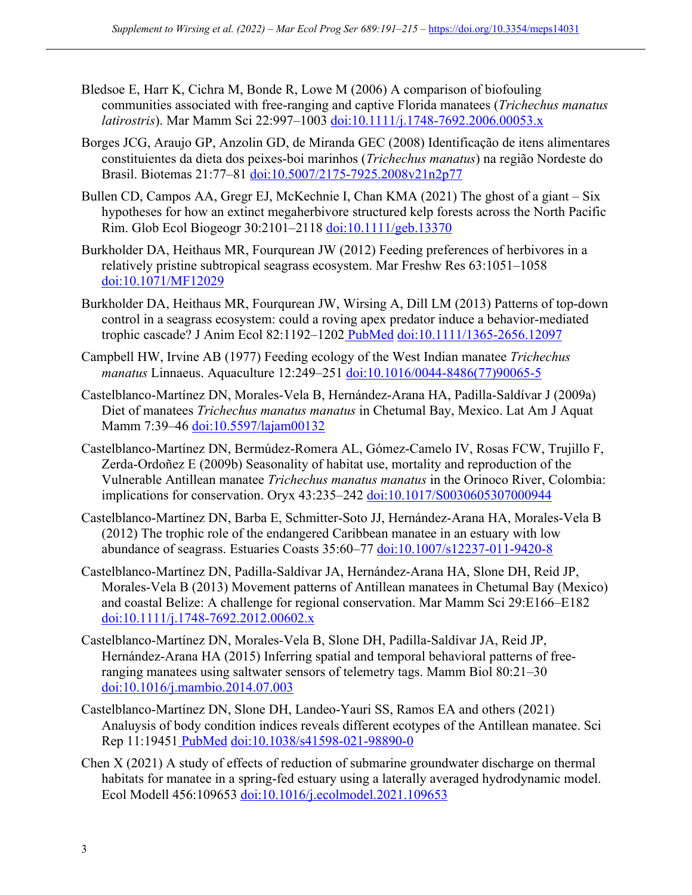Bledsoe E, Harr K, Cichra M, Bonde R, Lowe M (2006) A comparison of biofouling communities associated with free-ranging and captive Florida manatees (*Trichechus manatus latirostris*). Mar Mamm Sci 22:997–1003 doi:10.1111/j.1748-7692.2006.00053.x

Borges JCG, Araujo GP, Anzolin GD, de Miranda GEC (2008) Identificação de itens alimentares constituientes da dieta dos peixes-boi marinhos (*Trichechus manatus*) na região Nordeste do Brasil. Biotemas 21:77–81 doi:10.5007/2175-7925.2008v21n2p77

Bullen CD, Campos AA, Gregr EJ, McKechnie I, Chan KMA (2021) The ghost of a giant – Six hypotheses for how an extinct megaherbivore structured kelp forests across the North Pacific Rim. Glob Ecol Biogeogr 30:2101–2118 doi:10.1111/geb.13370

Burkholder DA, Heithaus MR, Fourqurean JW (2012) Feeding preferences of herbivores in a relatively pristine subtropical seagrass ecosystem. Mar Freshw Res 63:1051–1058 doi:10.1071/MF12029

Burkholder DA, Heithaus MR, Fourqurean JW, Wirsing A, Dill LM (2013) Patterns of top-down control in a seagrass ecosystem: could a roving apex predator induce a behavior-mediated trophic cascade? J Anim Ecol 82:1192–1202 PubMed doi:10.1111/1365-2656.12097

Campbell HW, Irvine AB (1977) Feeding ecology of the West Indian manatee *Trichechus manatus* Linnaeus. Aquaculture 12:249–251 doi:10.1016/0044-8486(77)90065-5

Castelblanco-Martínez DN, Morales-Vela B, Hernández-Arana HA, Padilla-Saldívar J (2009a) Diet of manatees *Trichechus manatus manatus* in Chetumal Bay, Mexico. Lat Am J Aquat Mamm 7:39–46 doi:10.5597/lajam00132

Castelblanco-Martínez DN, Bermúdez-Romera AL, Gómez-Camelo IV, Rosas FCW, Trujillo F, Zerda-Ordoñez E (2009b) Seasonality of habitat use, mortality and reproduction of the Vulnerable Antillean manatee *Trichechus manatus manatus* in the Orinoco River, Colombia: implications for conservation. Oryx 43:235–242 doi:10.1017/S0030605307000944

Castelblanco-Martínez DN, Barba E, Schmitter-Soto JJ, Hernández-Arana HA, Morales-Vela B (2012) The trophic role of the endangered Caribbean manatee in an estuary with low abundance of seagrass. Estuaries Coasts 35:60–77 doi:10.1007/s12237-011-9420-8

Castelblanco-Martínez DN, Padilla-Saldívar JA, Hernández-Arana HA, Slone DH, Reid JP, Morales-Vela B (2013) Movement patterns of Antillean manatees in Chetumal Bay (Mexico) and coastal Belize: A challenge for regional conservation. Mar Mamm Sci 29:E166–E182 doi:10.1111/j.1748-7692.2012.00602.x

Castelblanco-Martínez DN, Morales-Vela B, Slone DH, Padilla-Saldívar JA, Reid JP, Hernández-Arana HA (2015) Inferring spatial and temporal behavioral patterns of free-ranging manatees using saltwater sensors of telemetry tags. Mamm Biol 80:21–30 doi:10.1016/j.mambio.2014.07.003

Castelblanco-Martínez DN, Slone DH, Landeo-Yauri SS, Ramos EA and others (2021) Analuysis of body condition indices reveals different ecotypes of the Antillean manatee. Sci Rep 11:19451 PubMed doi:10.1038/s41598-021-98890-0

Chen X (2021) A study of effects of reduction of submarine groundwater discharge on thermal habitats for manatee in a spring-fed estuary using a laterally averaged hydrodynamic model. Ecol Modell 456:109653 doi:10.1016/j.ecolmodel.2021.109653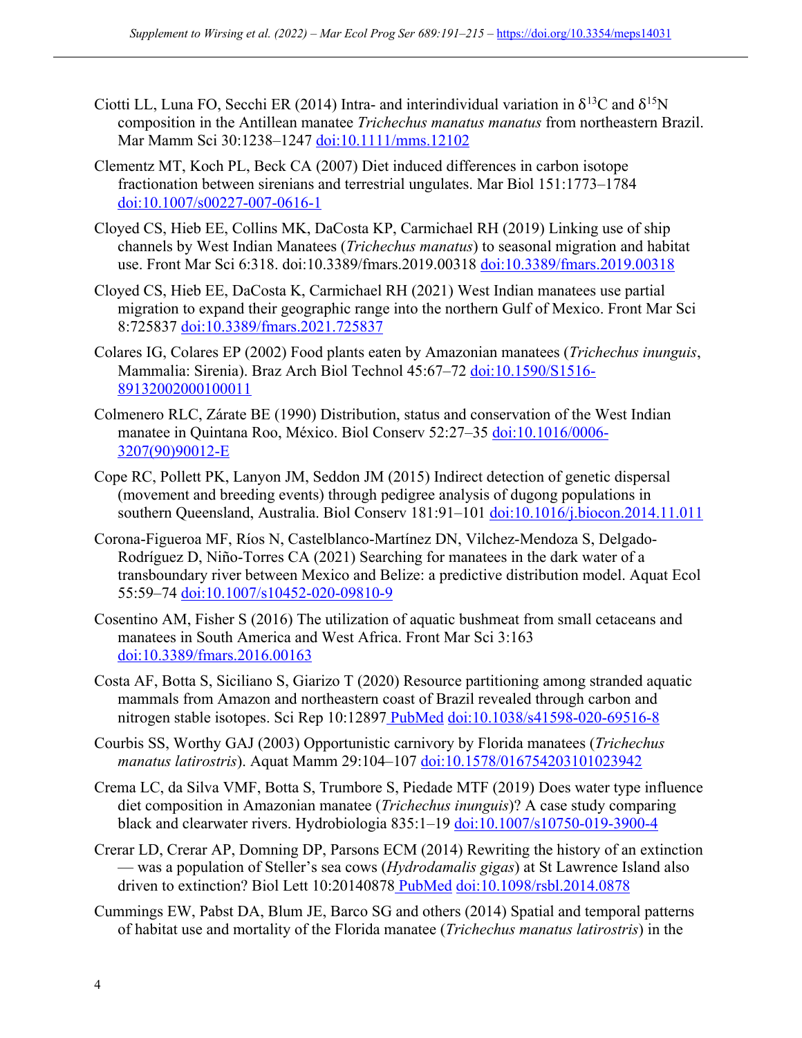Ciotti LL, Luna FO, Secchi ER (2014) Intra- and interindividual variation in $\delta^{13}C$ and $\delta^{15}N$ composition in the Antillean manatee *Trichechus manatus manatus* from northeastern Brazil. Mar Mamm Sci 30:1238–1247 doi:10.1111/mms.12102

Clementz MT, Koch PL, Beck CA (2007) Diet induced differences in carbon isotope fractionation between sirenians and terrestrial ungulates. Mar Biol 151:1773–1784 doi:10.1007/s00227-007-0616-1

Cloyed CS, Hieb EE, Collins MK, DaCosta KP, Carmichael RH (2019) Linking use of ship channels by West Indian Manatees (*Trichechus manatus*) to seasonal migration and habitat use. Front Mar Sci 6:318. doi:10.3389/fmars.2019.00318 doi:10.3389/fmars.2019.00318

Cloyed CS, Hieb EE, DaCosta K, Carmichael RH (2021) West Indian manatees use partial migration to expand their geographic range into the northern Gulf of Mexico. Front Mar Sci 8:725837 doi:10.3389/fmars.2021.725837

Colares IG, Colares EP (2002) Food plants eaten by Amazonian manatees (*Trichechus inunguis*, Mammalia: Sirenia). Braz Arch Biol Technol 45:67–72 doi:10.1590/S1516-89132002000100011

Colmenero RLC, Zárate BE (1990) Distribution, status and conservation of the West Indian manatee in Quintana Roo, México. Biol Conserv 52:27–35 doi:10.1016/0006-3207(90)90012-E

Cope RC, Pollett PK, Lanyon JM, Seddon JM (2015) Indirect detection of genetic dispersal (movement and breeding events) through pedigree analysis of dugong populations in southern Queensland, Australia. Biol Conserv 181:91–101 doi:10.1016/j.biocon.2014.11.011

Corona-Figueroa MF, Ríos N, Castelblanco-Martínez DN, Vilchez-Mendoza S, Delgado-Rodríguez D, Niño-Torres CA (2021) Searching for manatees in the dark water of a transboundary river between Mexico and Belize: a predictive distribution model. Aquat Ecol 55:59–74 doi:10.1007/s10452-020-09810-9

Cosentino AM, Fisher S (2016) The utilization of aquatic bushmeat from small cetaceans and manatees in South America and West Africa. Front Mar Sci 3:163 doi:10.3389/fmars.2016.00163

Costa AF, Botta S, Siciliano S, Giarizo T (2020) Resource partitioning among stranded aquatic mammals from Amazon and northeastern coast of Brazil revealed through carbon and nitrogen stable isotopes. Sci Rep 10:12897 PubMed doi:10.1038/s41598-020-69516-8

Courbis SS, Worthy GAJ (2003) Opportunistic carnivory by Florida manatees (*Trichechus manatus latirostris*). Aquat Mamm 29:104–107 doi:10.1578/016754203101023942

Crema LC, da Silva VMF, Botta S, Trumbore S, Piedade MTF (2019) Does water type influence diet composition in Amazonian manatee (*Trichechus inunguis*)? A case study comparing black and clearwater rivers. Hydrobiologia 835:1–19 doi:10.1007/s10750-019-3900-4

Crerar LD, Crerar AP, Domning DP, Parsons ECM (2014) Rewriting the history of an extinction — was a population of Steller's sea cows (*Hydrodamalis gigas*) at St Lawrence Island also driven to extinction? Biol Lett 10:20140878 PubMed doi:10.1098/rsbl.2014.0878

Cummings EW, Pabst DA, Blum JE, Barco SG and others (2014) Spatial and temporal patterns of habitat use and mortality of the Florida manatee (*Trichechus manatus latirostris*) in the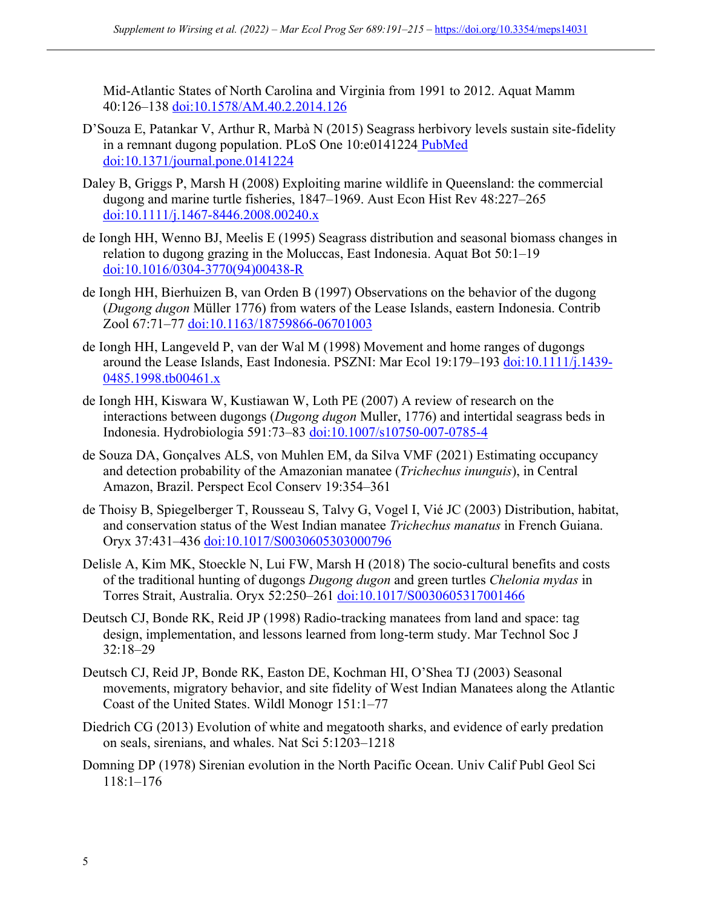Mid-Atlantic States of North Carolina and Virginia from 1991 to 2012. Aquat Mamm 40:126–138 doi:10.1578/AM.40.2.2014.126

D'Souza E, Patankar V, Arthur R, Marbà N (2015) Seagrass herbivory levels sustain site-fidelity in a remnant dugong population. PLoS One 10:e0141224 PubMed doi:10.1371/journal.pone.0141224

Daley B, Griggs P, Marsh H (2008) Exploiting marine wildlife in Queensland: the commercial dugong and marine turtle fisheries, 1847–1969. Aust Econ Hist Rev 48:227–265 doi:10.1111/j.1467-8446.2008.00240.x

de Iongh HH, Wenno BJ, Meelis E (1995) Seagrass distribution and seasonal biomass changes in relation to dugong grazing in the Moluccas, East Indonesia. Aquat Bot 50:1–19 doi:10.1016/0304-3770(94)00438-R

de Iongh HH, Bierhuizen B, van Orden B (1997) Observations on the behavior of the dugong (*Dugong dugon* Müller 1776) from waters of the Lease Islands, eastern Indonesia. Contrib Zool 67:71–77 doi:10.1163/18759866-06701003

de Iongh HH, Langeveld P, van der Wal M (1998) Movement and home ranges of dugongs around the Lease Islands, East Indonesia. PSZNI: Mar Ecol 19:179–193 doi:10.1111/j.1439-0485.1998.tb00461.x

de Iongh HH, Kiswara W, Kustiawan W, Loth PE (2007) A review of research on the interactions between dugongs (*Dugong dugon* Muller, 1776) and intertidal seagrass beds in Indonesia. Hydrobiologia 591:73–83 doi:10.1007/s10750-007-0785-4

de Souza DA, Gonçalves ALS, von Muhlen EM, da Silva VMF (2021) Estimating occupancy and detection probability of the Amazonian manatee (*Trichechus inunguis*), in Central Amazon, Brazil. Perspect Ecol Conserv 19:354–361

de Thoisy B, Spiegelberger T, Rousseau S, Talvy G, Vogel I, Vié JC (2003) Distribution, habitat, and conservation status of the West Indian manatee *Trichechus manatus* in French Guiana. Oryx 37:431–436 doi:10.1017/S0030605303000796

Delisle A, Kim MK, Stoeckle N, Lui FW, Marsh H (2018) The socio-cultural benefits and costs of the traditional hunting of dugongs *Dugong dugon* and green turtles *Chelonia mydas* in Torres Strait, Australia. Oryx 52:250–261 doi:10.1017/S0030605317001466

Deutsch CJ, Bonde RK, Reid JP (1998) Radio-tracking manatees from land and space: tag design, implementation, and lessons learned from long-term study. Mar Technol Soc J 32:18–29

Deutsch CJ, Reid JP, Bonde RK, Easton DE, Kochman HI, O'Shea TJ (2003) Seasonal movements, migratory behavior, and site fidelity of West Indian Manatees along the Atlantic Coast of the United States. Wildl Monogr 151:1–77

Diedrich CG (2013) Evolution of white and megatooth sharks, and evidence of early predation on seals, sirenians, and whales. Nat Sci 5:1203–1218

Domning DP (1978) Sirenian evolution in the North Pacific Ocean. Univ Calif Publ Geol Sci 118:1–176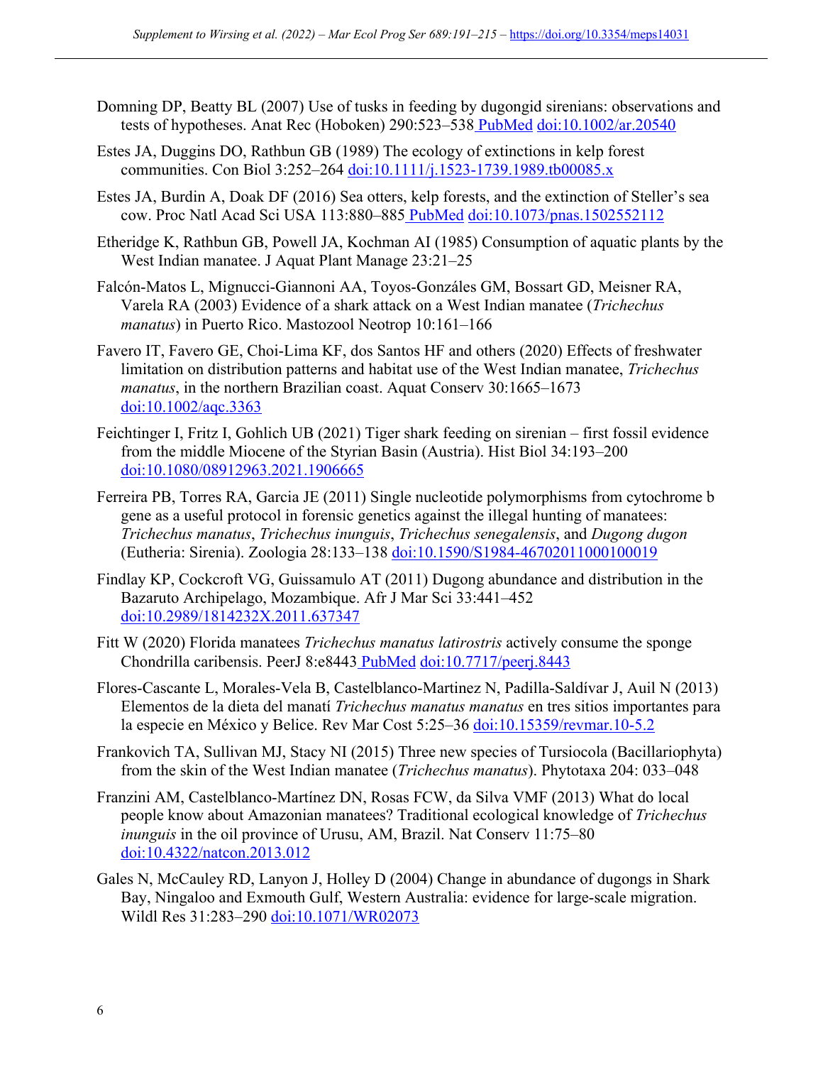Domning DP, Beatty BL (2007) Use of tusks in feeding by dugongid sirenians: observations and tests of hypotheses. Anat Rec (Hoboken) 290:523–538 PubMed doi:10.1002/ar.20540

Estes JA, Duggins DO, Rathbun GB (1989) The ecology of extinctions in kelp forest communities. Con Biol 3:252–264 doi:10.1111/j.1523-1739.1989.tb00085.x

Estes JA, Burdin A, Doak DF (2016) Sea otters, kelp forests, and the extinction of Steller's sea cow. Proc Natl Acad Sci USA 113:880–885 PubMed doi:10.1073/pnas.1502552112

Etheridge K, Rathbun GB, Powell JA, Kochman AI (1985) Consumption of aquatic plants by the West Indian manatee. J Aquat Plant Manage 23:21–25

Falcón-Matos L, Mignucci-Giannoni AA, Toyos-Gonzáles GM, Bossart GD, Meisner RA, Varela RA (2003) Evidence of a shark attack on a West Indian manatee (*Trichechus manatus*) in Puerto Rico. Mastozool Neotrop 10:161–166

Favero IT, Favero GE, Choi-Lima KF, dos Santos HF and others (2020) Effects of freshwater limitation on distribution patterns and habitat use of the West Indian manatee, *Trichechus manatus*, in the northern Brazilian coast. Aquat Conserv 30:1665–1673 doi:10.1002/aqc.3363

Feichtinger I, Fritz I, Gohlich UB (2021) Tiger shark feeding on sirenian – first fossil evidence from the middle Miocene of the Styrian Basin (Austria). Hist Biol 34:193–200 doi:10.1080/08912963.2021.1906665

Ferreira PB, Torres RA, Garcia JE (2011) Single nucleotide polymorphisms from cytochrome b gene as a useful protocol in forensic genetics against the illegal hunting of manatees: *Trichechus manatus*, *Trichechus inunguis*, *Trichechus senegalensis*, and *Dugong dugon* (Eutheria: Sirenia). Zoologia 28:133–138 doi:10.1590/S1984-46702011000100019

Findlay KP, Cockcroft VG, Guissamulo AT (2011) Dugong abundance and distribution in the Bazaruto Archipelago, Mozambique. Afr J Mar Sci 33:441–452 doi:10.2989/1814232X.2011.637347

Fitt W (2020) Florida manatees *Trichechus manatus latirostris* actively consume the sponge Chondrilla caribensis. PeerJ 8:e8443 PubMed doi:10.7717/peerj.8443

Flores-Cascante L, Morales-Vela B, Castelblanco-Martinez N, Padilla-Saldívar J, Auil N (2013) Elementos de la dieta del manatí *Trichechus manatus manatus* en tres sitios importantes para la especie en México y Belice. Rev Mar Cost 5:25–36 doi:10.15359/revmar.10-5.2

Frankovich TA, Sullivan MJ, Stacy NI (2015) Three new species of Tursiocola (Bacillariophyta) from the skin of the West Indian manatee (*Trichechus manatus*). Phytotaxa 204: 033–048

Franzini AM, Castelblanco-Martínez DN, Rosas FCW, da Silva VMF (2013) What do local people know about Amazonian manatees? Traditional ecological knowledge of *Trichechus inunguis* in the oil province of Urusu, AM, Brazil. Nat Conserv 11:75–80 doi:10.4322/natcon.2013.012

Gales N, McCauley RD, Lanyon J, Holley D (2004) Change in abundance of dugongs in Shark Bay, Ningaloo and Exmouth Gulf, Western Australia: evidence for large-scale migration. Wildl Res 31:283–290 doi:10.1071/WR02073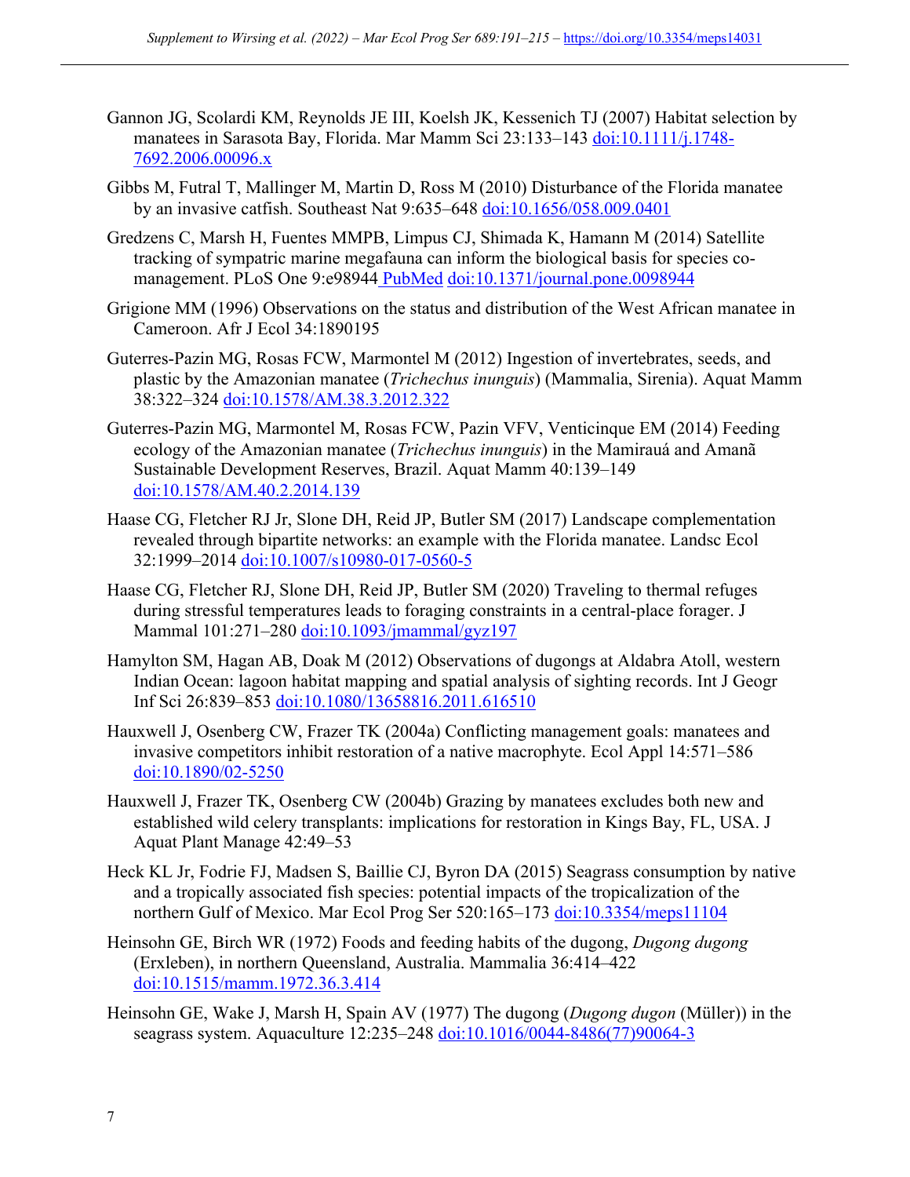Gannon JG, Scolardi KM, Reynolds JE III, Koelsh JK, Kessenich TJ (2007) Habitat selection by manatees in Sarasota Bay, Florida. Mar Mamm Sci 23:133–143 doi:10.1111/j.1748-7692.2006.00096.x

Gibbs M, Futral T, Mallinger M, Martin D, Ross M (2010) Disturbance of the Florida manatee by an invasive catfish. Southeast Nat 9:635–648 doi:10.1656/058.009.0401

Gredzens C, Marsh H, Fuentes MMPB, Limpus CJ, Shimada K, Hamann M (2014) Satellite tracking of sympatric marine megafauna can inform the biological basis for species co-management. PLoS One 9:e98944 PubMed doi:10.1371/journal.pone.0098944

Grigione MM (1996) Observations on the status and distribution of the West African manatee in Cameroon. Afr J Ecol 34:1890195

Guterres-Pazin MG, Rosas FCW, Marmontel M (2012) Ingestion of invertebrates, seeds, and plastic by the Amazonian manatee (*Trichechus inunguis*) (Mammalia, Sirenia). Aquat Mamm 38:322–324 doi:10.1578/AM.38.3.2012.322

Guterres-Pazin MG, Marmontel M, Rosas FCW, Pazin VFV, Venticinque EM (2014) Feeding ecology of the Amazonian manatee (*Trichechus inunguis*) in the Mamirauá and Amanã Sustainable Development Reserves, Brazil. Aquat Mamm 40:139–149 doi:10.1578/AM.40.2.2014.139

Haase CG, Fletcher RJ Jr, Slone DH, Reid JP, Butler SM (2017) Landscape complementation revealed through bipartite networks: an example with the Florida manatee. Landsc Ecol 32:1999–2014 doi:10.1007/s10980-017-0560-5

Haase CG, Fletcher RJ, Slone DH, Reid JP, Butler SM (2020) Traveling to thermal refuges during stressful temperatures leads to foraging constraints in a central-place forager. J Mammal 101:271–280 doi:10.1093/jmammal/gyz197

Hamylton SM, Hagan AB, Doak M (2012) Observations of dugongs at Aldabra Atoll, western Indian Ocean: lagoon habitat mapping and spatial analysis of sighting records. Int J Geogr Inf Sci 26:839–853 doi:10.1080/13658816.2011.616510

Hauxwell J, Osenberg CW, Frazer TK (2004a) Conflicting management goals: manatees and invasive competitors inhibit restoration of a native macrophyte. Ecol Appl 14:571–586 doi:10.1890/02-5250

Hauxwell J, Frazer TK, Osenberg CW (2004b) Grazing by manatees excludes both new and established wild celery transplants: implications for restoration in Kings Bay, FL, USA. J Aquat Plant Manage 42:49–53

Heck KL Jr, Fodrie FJ, Madsen S, Baillie CJ, Byron DA (2015) Seagrass consumption by native and a tropically associated fish species: potential impacts of the tropicalization of the northern Gulf of Mexico. Mar Ecol Prog Ser 520:165–173 doi:10.3354/meps11104

Heinsohn GE, Birch WR (1972) Foods and feeding habits of the dugong, *Dugong dugong* (Erxleben), in northern Queensland, Australia. Mammalia 36:414–422 doi:10.1515/mamm.1972.36.3.414

Heinsohn GE, Wake J, Marsh H, Spain AV (1977) The dugong (*Dugong dugon* (Müller)) in the seagrass system. Aquaculture 12:235–248 doi:10.1016/0044-8486(77)90064-3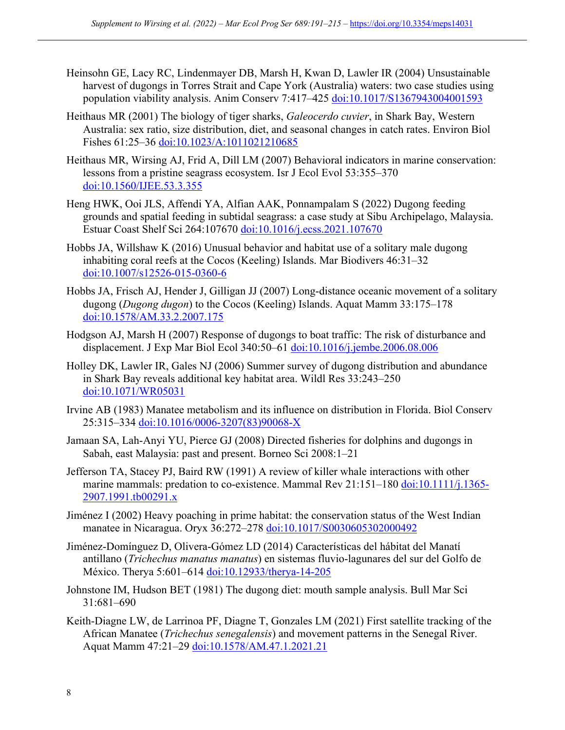Heinsohn GE, Lacy RC, Lindenmayer DB, Marsh H, Kwan D, Lawler IR (2004) Unsustainable harvest of dugongs in Torres Strait and Cape York (Australia) waters: two case studies using population viability analysis. Anim Conserv 7:417–425 doi:10.1017/S1367943004001593

Heithaus MR (2001) The biology of tiger sharks, *Galeocerdo cuvier*, in Shark Bay, Western Australia: sex ratio, size distribution, diet, and seasonal changes in catch rates. Environ Biol Fishes 61:25–36 doi:10.1023/A:1011021210685

Heithaus MR, Wirsing AJ, Frid A, Dill LM (2007) Behavioral indicators in marine conservation: lessons from a pristine seagrass ecosystem. Isr J Ecol Evol 53:355–370 doi:10.1560/IJEE.53.3.355

Heng HWK, Ooi JLS, Affendi YA, Alfian AAK, Ponnampalam S (2022) Dugong feeding grounds and spatial feeding in subtidal seagrass: a case study at Sibu Archipelago, Malaysia. Estuar Coast Shelf Sci 264:107670 doi:10.1016/j.ecss.2021.107670

Hobbs JA, Willshaw K (2016) Unusual behavior and habitat use of a solitary male dugong inhabiting coral reefs at the Cocos (Keeling) Islands. Mar Biodivers 46:31–32 doi:10.1007/s12526-015-0360-6

Hobbs JA, Frisch AJ, Hender J, Gilligan JJ (2007) Long-distance oceanic movement of a solitary dugong (*Dugong dugon*) to the Cocos (Keeling) Islands. Aquat Mamm 33:175–178 doi:10.1578/AM.33.2.2007.175

Hodgson AJ, Marsh H (2007) Response of dugongs to boat traffic: The risk of disturbance and displacement. J Exp Mar Biol Ecol 340:50–61 doi:10.1016/j.jembe.2006.08.006

Holley DK, Lawler IR, Gales NJ (2006) Summer survey of dugong distribution and abundance in Shark Bay reveals additional key habitat area. Wildl Res 33:243–250 doi:10.1071/WR05031

Irvine AB (1983) Manatee metabolism and its influence on distribution in Florida. Biol Conserv 25:315–334 doi:10.1016/0006-3207(83)90068-X

Jamaan SA, Lah-Anyi YU, Pierce GJ (2008) Directed fisheries for dolphins and dugongs in Sabah, east Malaysia: past and present. Borneo Sci 2008:1–21

Jefferson TA, Stacey PJ, Baird RW (1991) A review of killer whale interactions with other marine mammals: predation to co-existence. Mammal Rev 21:151–180 doi:10.1111/j.1365-2907.1991.tb00291.x

Jiménez I (2002) Heavy poaching in prime habitat: the conservation status of the West Indian manatee in Nicaragua. Oryx 36:272–278 doi:10.1017/S0030605302000492

Jiménez-Domínguez D, Olivera-Gómez LD (2014) Características del hábitat del Manatí antillano (*Trichechus manatus manatus*) en sistemas fluvio-lagunares del sur del Golfo de México. Therya 5:601–614 doi:10.12933/therya-14-205

Johnstone IM, Hudson BET (1981) The dugong diet: mouth sample analysis. Bull Mar Sci 31:681–690

Keith-Diagne LW, de Larrinoa PF, Diagne T, Gonzales LM (2021) First satellite tracking of the African Manatee (*Trichechus senegalensis*) and movement patterns in the Senegal River. Aquat Mamm 47:21–29 doi:10.1578/AM.47.1.2021.21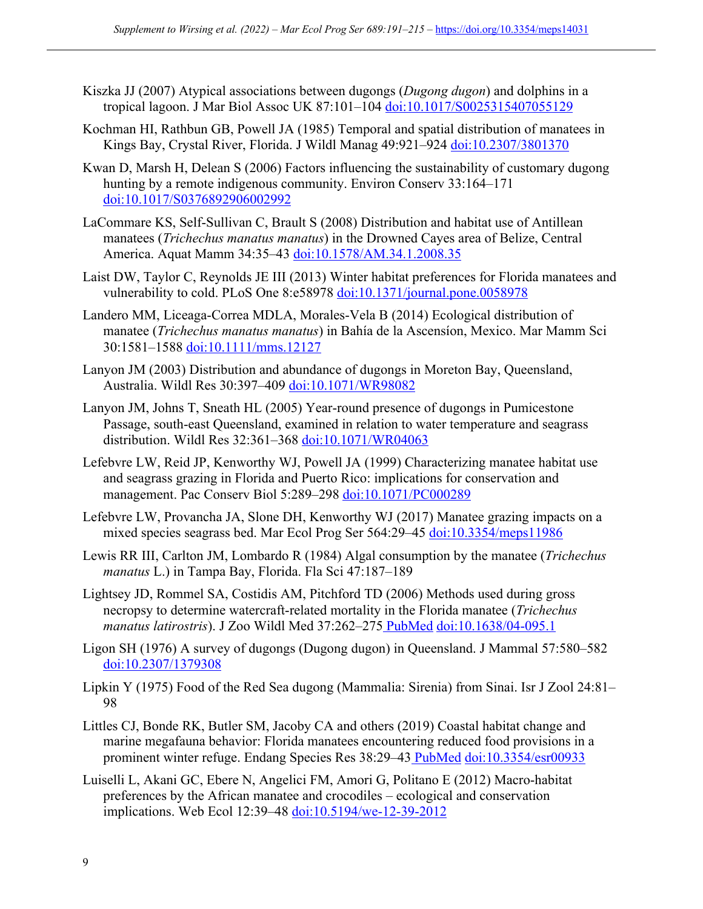Kiszka JJ (2007) Atypical associations between dugongs (*Dugong dugon*) and dolphins in a tropical lagoon. J Mar Biol Assoc UK 87:101–104 doi:10.1017/S0025315407055129

Kochman HI, Rathbun GB, Powell JA (1985) Temporal and spatial distribution of manatees in Kings Bay, Crystal River, Florida. J Wildl Manag 49:921–924 doi:10.2307/3801370

Kwan D, Marsh H, Delean S (2006) Factors influencing the sustainability of customary dugong hunting by a remote indigenous community. Environ Conserv 33:164–171 doi:10.1017/S0376892906002992

LaCommare KS, Self-Sullivan C, Brault S (2008) Distribution and habitat use of Antillean manatees (*Trichechus manatus manatus*) in the Drowned Cayes area of Belize, Central America. Aquat Mamm 34:35–43 doi:10.1578/AM.34.1.2008.35

Laist DW, Taylor C, Reynolds JE III (2013) Winter habitat preferences for Florida manatees and vulnerability to cold. PLoS One 8:e58978 doi:10.1371/journal.pone.0058978

Landero MM, Liceaga-Correa MDLA, Morales-Vela B (2014) Ecological distribution of manatee (*Trichechus manatus manatus*) in Bahía de la Ascensíon, Mexico. Mar Mamm Sci 30:1581–1588 doi:10.1111/mms.12127

Lanyon JM (2003) Distribution and abundance of dugongs in Moreton Bay, Queensland, Australia. Wildl Res 30:397–409 doi:10.1071/WR98082

Lanyon JM, Johns T, Sneath HL (2005) Year-round presence of dugongs in Pumicestone Passage, south-east Queensland, examined in relation to water temperature and seagrass distribution. Wildl Res 32:361–368 doi:10.1071/WR04063

Lefebvre LW, Reid JP, Kenworthy WJ, Powell JA (1999) Characterizing manatee habitat use and seagrass grazing in Florida and Puerto Rico: implications for conservation and management. Pac Conserv Biol 5:289–298 doi:10.1071/PC000289

Lefebvre LW, Provancha JA, Slone DH, Kenworthy WJ (2017) Manatee grazing impacts on a mixed species seagrass bed. Mar Ecol Prog Ser 564:29–45 doi:10.3354/meps11986

Lewis RR III, Carlton JM, Lombardo R (1984) Algal consumption by the manatee (*Trichechus manatus* L.) in Tampa Bay, Florida. Fla Sci 47:187–189

Lightsey JD, Rommel SA, Costidis AM, Pitchford TD (2006) Methods used during gross necropsy to determine watercraft-related mortality in the Florida manatee (*Trichechus manatus latirostris*). J Zoo Wildl Med 37:262–275 PubMed doi:10.1638/04-095.1

Ligon SH (1976) A survey of dugongs (Dugong dugon) in Queensland. J Mammal 57:580–582 doi:10.2307/1379308

Lipkin Y (1975) Food of the Red Sea dugong (Mammalia: Sirenia) from Sinai. Isr J Zool 24:81–98

Littles CJ, Bonde RK, Butler SM, Jacoby CA and others (2019) Coastal habitat change and marine megafauna behavior: Florida manatees encountering reduced food provisions in a prominent winter refuge. Endang Species Res 38:29–43 PubMed doi:10.3354/esr00933

Luiselli L, Akani GC, Ebere N, Angelici FM, Amori G, Politano E (2012) Macro-habitat preferences by the African manatee and crocodiles – ecological and conservation implications. Web Ecol 12:39–48 doi:10.5194/we-12-39-2012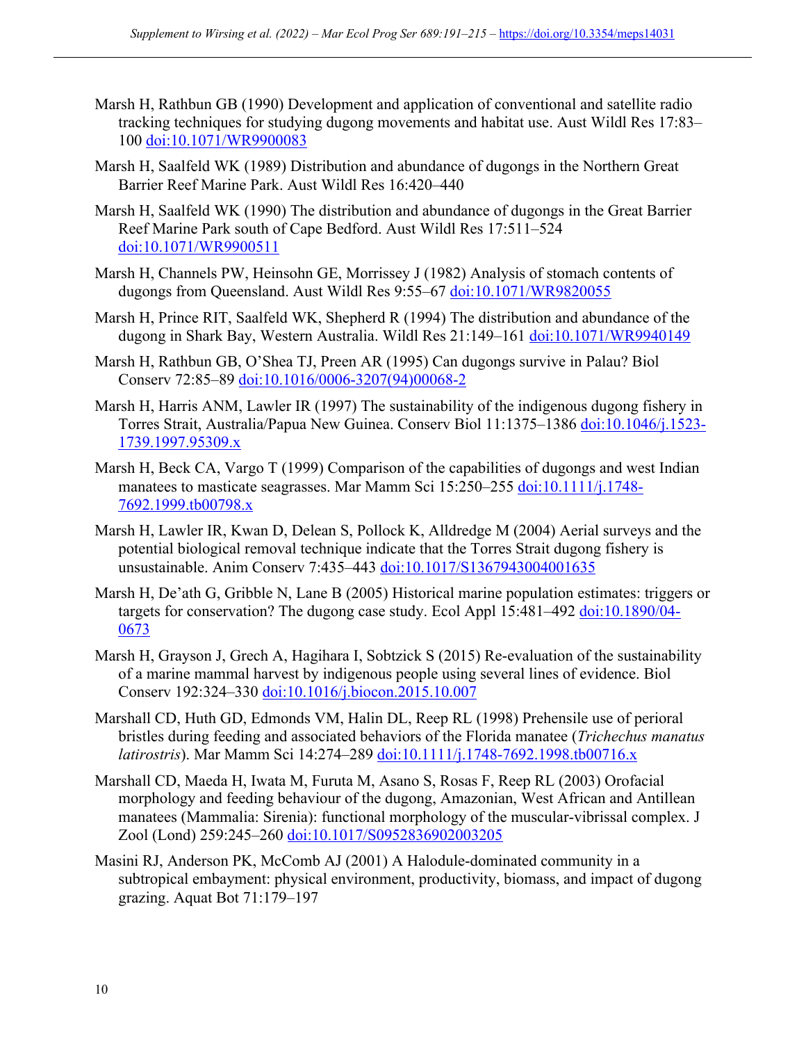Marsh H, Rathbun GB (1990) Development and application of conventional and satellite radio tracking techniques for studying dugong movements and habitat use. Aust Wildl Res 17:83–100 doi:10.1071/WR9900083

Marsh H, Saalfeld WK (1989) Distribution and abundance of dugongs in the Northern Great Barrier Reef Marine Park. Aust Wildl Res 16:420–440

Marsh H, Saalfeld WK (1990) The distribution and abundance of dugongs in the Great Barrier Reef Marine Park south of Cape Bedford. Aust Wildl Res 17:511–524 doi:10.1071/WR9900511

Marsh H, Channels PW, Heinsohn GE, Morrissey J (1982) Analysis of stomach contents of dugongs from Queensland. Aust Wildl Res 9:55–67 doi:10.1071/WR9820055

Marsh H, Prince RIT, Saalfeld WK, Shepherd R (1994) The distribution and abundance of the dugong in Shark Bay, Western Australia. Wildl Res 21:149–161 doi:10.1071/WR9940149

Marsh H, Rathbun GB, O'Shea TJ, Preen AR (1995) Can dugongs survive in Palau? Biol Conserv 72:85–89 doi:10.1016/0006-3207(94)00068-2

Marsh H, Harris ANM, Lawler IR (1997) The sustainability of the indigenous dugong fishery in Torres Strait, Australia/Papua New Guinea. Conserv Biol 11:1375–1386 doi:10.1046/j.1523-1739.1997.95309.x

Marsh H, Beck CA, Vargo T (1999) Comparison of the capabilities of dugongs and west Indian manatees to masticate seagrasses. Mar Mamm Sci 15:250–255 doi:10.1111/j.1748-7692.1999.tb00798.x

Marsh H, Lawler IR, Kwan D, Delean S, Pollock K, Alldredge M (2004) Aerial surveys and the potential biological removal technique indicate that the Torres Strait dugong fishery is unsustainable. Anim Conserv 7:435–443 doi:10.1017/S1367943004001635

Marsh H, De'ath G, Gribble N, Lane B (2005) Historical marine population estimates: triggers or targets for conservation? The dugong case study. Ecol Appl 15:481–492 doi:10.1890/04-0673

Marsh H, Grayson J, Grech A, Hagihara I, Sobtzick S (2015) Re-evaluation of the sustainability of a marine mammal harvest by indigenous people using several lines of evidence. Biol Conserv 192:324–330 doi:10.1016/j.biocon.2015.10.007

Marshall CD, Huth GD, Edmonds VM, Halin DL, Reep RL (1998) Prehensile use of perioral bristles during feeding and associated behaviors of the Florida manatee (*Trichechus manatus latirostris*). Mar Mamm Sci 14:274–289 doi:10.1111/j.1748-7692.1998.tb00716.x

Marshall CD, Maeda H, Iwata M, Furuta M, Asano S, Rosas F, Reep RL (2003) Orofacial morphology and feeding behaviour of the dugong, Amazonian, West African and Antillean manatees (Mammalia: Sirenia): functional morphology of the muscular-vibrissal complex. J Zool (Lond) 259:245–260 doi:10.1017/S0952836902003205

Masini RJ, Anderson PK, McComb AJ (2001) A Halodule-dominated community in a subtropical embayment: physical environment, productivity, biomass, and impact of dugong grazing. Aquat Bot 71:179–197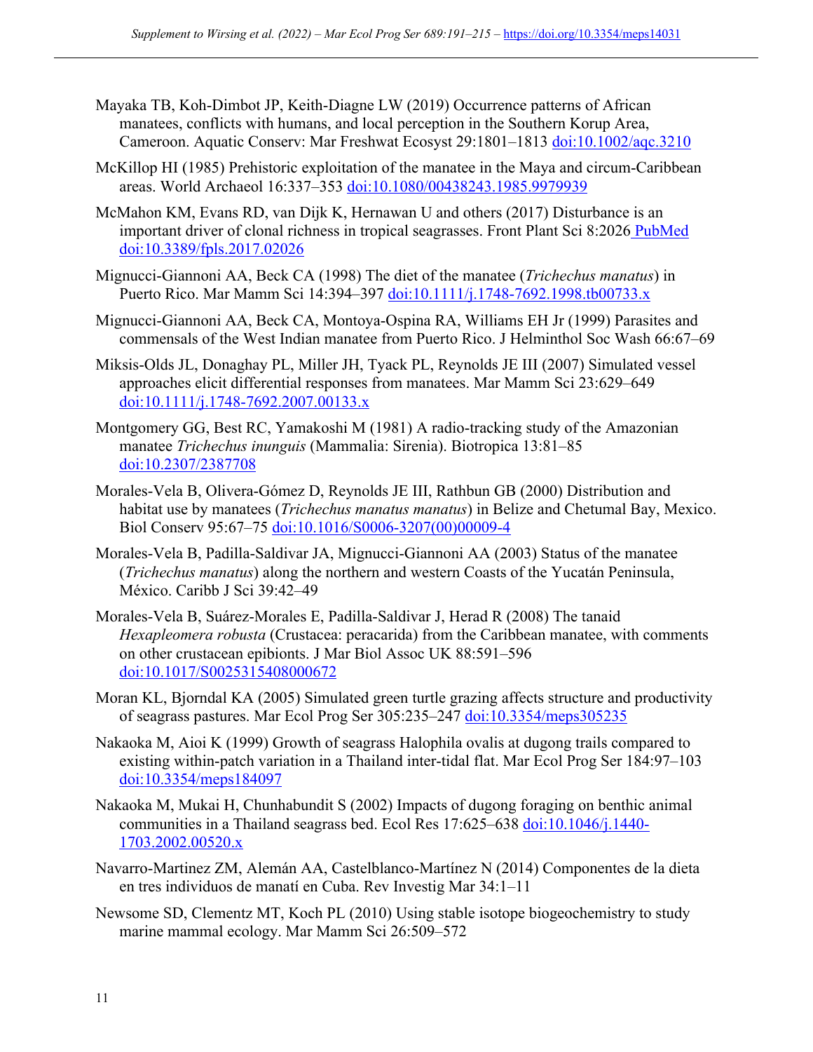Mayaka TB, Koh-Dimbot JP, Keith-Diagne LW (2019) Occurrence patterns of African manatees, conflicts with humans, and local perception in the Southern Korup Area, Cameroon. Aquatic Conserv: Mar Freshwat Ecosyst 29:1801–1813 doi:10.1002/aqc.3210

McKillop HI (1985) Prehistoric exploitation of the manatee in the Maya and circum-Caribbean areas. World Archaeol 16:337–353 doi:10.1080/00438243.1985.9979939

McMahon KM, Evans RD, van Dijk K, Hernawan U and others (2017) Disturbance is an important driver of clonal richness in tropical seagrasses. Front Plant Sci 8:2026 PubMed doi:10.3389/fpls.2017.02026

Mignucci-Giannoni AA, Beck CA (1998) The diet of the manatee (*Trichechus manatus*) in Puerto Rico. Mar Mamm Sci 14:394–397 doi:10.1111/j.1748-7692.1998.tb00733.x

Mignucci-Giannoni AA, Beck CA, Montoya-Ospina RA, Williams EH Jr (1999) Parasites and commensals of the West Indian manatee from Puerto Rico. J Helminthol Soc Wash 66:67–69

Miksis-Olds JL, Donaghay PL, Miller JH, Tyack PL, Reynolds JE III (2007) Simulated vessel approaches elicit differential responses from manatees. Mar Mamm Sci 23:629–649 doi:10.1111/j.1748-7692.2007.00133.x

Montgomery GG, Best RC, Yamakoshi M (1981) A radio-tracking study of the Amazonian manatee *Trichechus inunguis* (Mammalia: Sirenia). Biotropica 13:81–85 doi:10.2307/2387708

Morales-Vela B, Olivera-Gómez D, Reynolds JE III, Rathbun GB (2000) Distribution and habitat use by manatees (*Trichechus manatus manatus*) in Belize and Chetumal Bay, Mexico. Biol Conserv 95:67–75 doi:10.1016/S0006-3207(00)00009-4

Morales-Vela B, Padilla-Saldivar JA, Mignucci-Giannoni AA (2003) Status of the manatee (*Trichechus manatus*) along the northern and western Coasts of the Yucatán Peninsula, México. Caribb J Sci 39:42–49

Morales-Vela B, Suárez-Morales E, Padilla-Saldivar J, Herad R (2008) The tanaid *Hexapleomera robusta* (Crustacea: peracarida) from the Caribbean manatee, with comments on other crustacean epibionts. J Mar Biol Assoc UK 88:591–596 doi:10.1017/S0025315408000672

Moran KL, Bjorndal KA (2005) Simulated green turtle grazing affects structure and productivity of seagrass pastures. Mar Ecol Prog Ser 305:235–247 doi:10.3354/meps305235

Nakaoka M, Aioi K (1999) Growth of seagrass Halophila ovalis at dugong trails compared to existing within-patch variation in a Thailand inter-tidal flat. Mar Ecol Prog Ser 184:97–103 doi:10.3354/meps184097

Nakaoka M, Mukai H, Chunhabundit S (2002) Impacts of dugong foraging on benthic animal communities in a Thailand seagrass bed. Ecol Res 17:625–638 doi:10.1046/j.1440-1703.2002.00520.x

Navarro-Martinez ZM, Alemán AA, Castelblanco-Martínez N (2014) Componentes de la dieta en tres individuos de manatí en Cuba. Rev Investig Mar 34:1–11

Newsome SD, Clementz MT, Koch PL (2010) Using stable isotope biogeochemistry to study marine mammal ecology. Mar Mamm Sci 26:509–572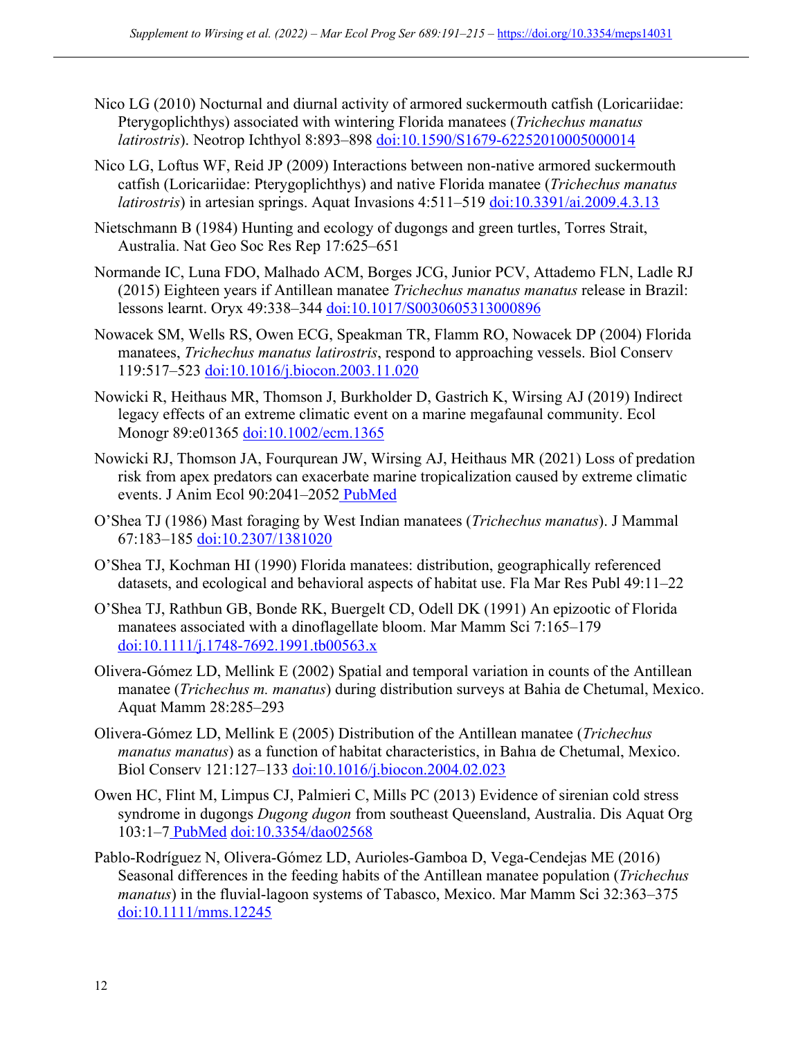Nico LG (2010) Nocturnal and diurnal activity of armored suckermouth catfish (Loricariidae: Pterygoplichthys) associated with wintering Florida manatees (*Trichechus manatus latirostris*). Neotrop Ichthyol 8:893–898 doi:10.1590/S1679-62252010005000014

Nico LG, Loftus WF, Reid JP (2009) Interactions between non-native armored suckermouth catfish (Loricariidae: Pterygoplichthys) and native Florida manatee (*Trichechus manatus latirostris*) in artesian springs. Aquat Invasions 4:511–519 doi:10.3391/ai.2009.4.3.13

Nietschmann B (1984) Hunting and ecology of dugongs and green turtles, Torres Strait, Australia. Nat Geo Soc Res Rep 17:625–651

Normande IC, Luna FDO, Malhado ACM, Borges JCG, Junior PCV, Attademo FLN, Ladle RJ (2015) Eighteen years if Antillean manatee *Trichechus manatus manatus* release in Brazil: lessons learnt. Oryx 49:338–344 doi:10.1017/S0030605313000896

Nowacek SM, Wells RS, Owen ECG, Speakman TR, Flamm RO, Nowacek DP (2004) Florida manatees, *Trichechus manatus latirostris*, respond to approaching vessels. Biol Conserv 119:517–523 doi:10.1016/j.biocon.2003.11.020

Nowicki R, Heithaus MR, Thomson J, Burkholder D, Gastrich K, Wirsing AJ (2019) Indirect legacy effects of an extreme climatic event on a marine megafaunal community. Ecol Monogr 89:e01365 doi:10.1002/ecm.1365

Nowicki RJ, Thomson JA, Fourqurean JW, Wirsing AJ, Heithaus MR (2021) Loss of predation risk from apex predators can exacerbate marine tropicalization caused by extreme climatic events. J Anim Ecol 90:2041–2052 PubMed

O'Shea TJ (1986) Mast foraging by West Indian manatees (*Trichechus manatus*). J Mammal 67:183–185 doi:10.2307/1381020

O'Shea TJ, Kochman HI (1990) Florida manatees: distribution, geographically referenced datasets, and ecological and behavioral aspects of habitat use. Fla Mar Res Publ 49:11–22

O'Shea TJ, Rathbun GB, Bonde RK, Buergelt CD, Odell DK (1991) An epizootic of Florida manatees associated with a dinoflagellate bloom. Mar Mamm Sci 7:165–179 doi:10.1111/j.1748-7692.1991.tb00563.x

Olivera-Gómez LD, Mellink E (2002) Spatial and temporal variation in counts of the Antillean manatee (*Trichechus m. manatus*) during distribution surveys at Bahia de Chetumal, Mexico. Aquat Mamm 28:285–293

Olivera-Gómez LD, Mellink E (2005) Distribution of the Antillean manatee (*Trichechus manatus manatus*) as a function of habitat characteristics, in Bahıa de Chetumal, Mexico. Biol Conserv 121:127–133 doi:10.1016/j.biocon.2004.02.023

Owen HC, Flint M, Limpus CJ, Palmieri C, Mills PC (2013) Evidence of sirenian cold stress syndrome in dugongs *Dugong dugon* from southeast Queensland, Australia. Dis Aquat Org 103:1–7 PubMed doi:10.3354/dao02568

Pablo-Rodríguez N, Olivera-Gómez LD, Aurioles-Gamboa D, Vega-Cendejas ME (2016) Seasonal differences in the feeding habits of the Antillean manatee population (*Trichechus manatus*) in the fluvial-lagoon systems of Tabasco, Mexico. Mar Mamm Sci 32:363–375 doi:10.1111/mms.12245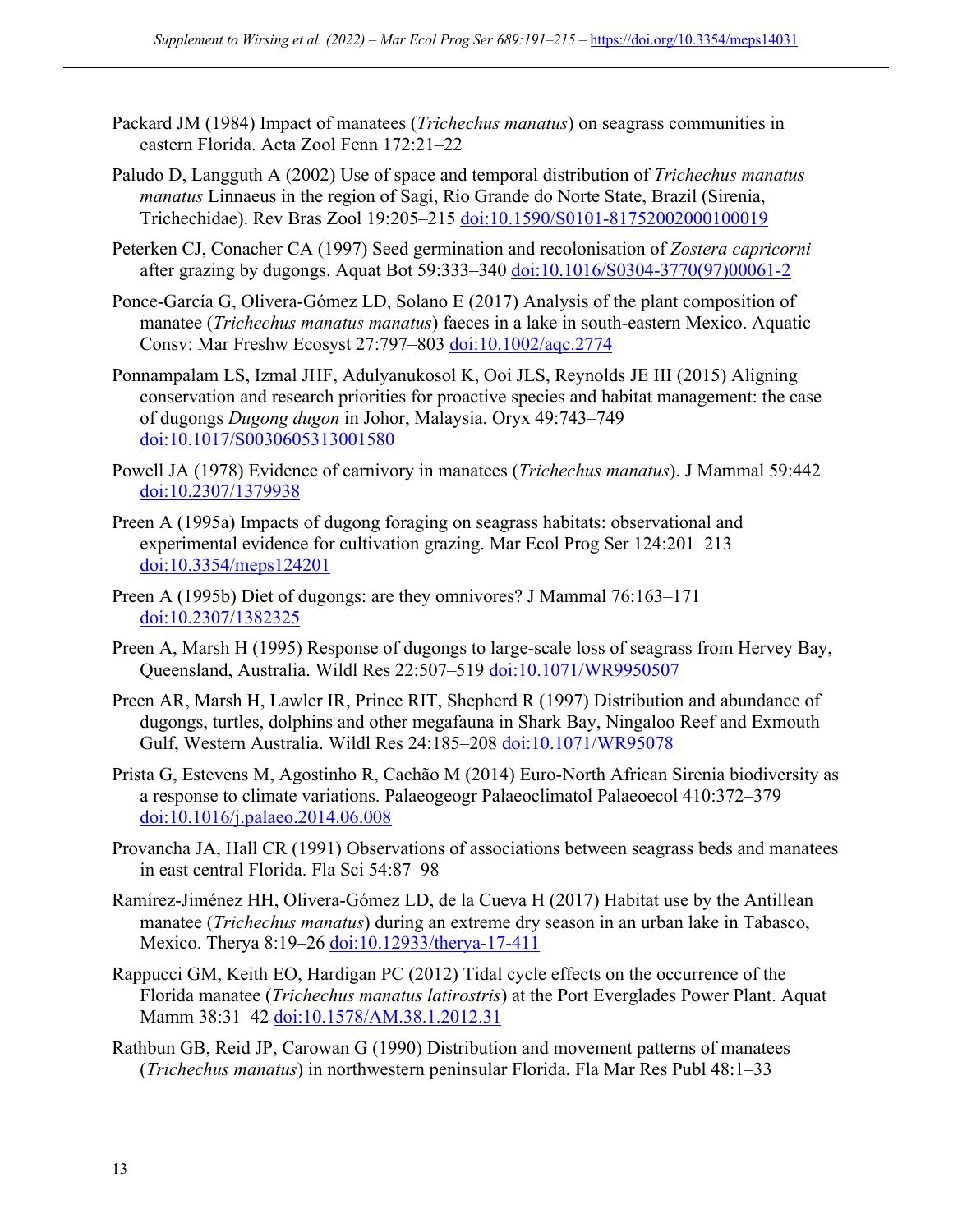Packard JM (1984) Impact of manatees (*Trichechus manatus*) on seagrass communities in eastern Florida. Acta Zool Fenn 172:21–22

Paludo D, Langguth A (2002) Use of space and temporal distribution of *Trichechus manatus manatus* Linnaeus in the region of Sagi, Rio Grande do Norte State, Brazil (Sirenia, Trichechidae). Rev Bras Zool 19:205–215 doi:10.1590/S0101-81752002000100019

Peterken CJ, Conacher CA (1997) Seed germination and recolonisation of *Zostera capricorni* after grazing by dugongs. Aquat Bot 59:333–340 doi:10.1016/S0304-3770(97)00061-2

Ponce-García G, Olivera-Gómez LD, Solano E (2017) Analysis of the plant composition of manatee (*Trichechus manatus manatus*) faeces in a lake in south-eastern Mexico. Aquatic Consv: Mar Freshw Ecosyst 27:797–803 doi:10.1002/aqc.2774

Ponnampalam LS, Izmal JHF, Adulyanukosol K, Ooi JLS, Reynolds JE III (2015) Aligning conservation and research priorities for proactive species and habitat management: the case of dugongs *Dugong dugon* in Johor, Malaysia. Oryx 49:743–749 doi:10.1017/S0030605313001580

Powell JA (1978) Evidence of carnivory in manatees (*Trichechus manatus*). J Mammal 59:442 doi:10.2307/1379938

Preen A (1995a) Impacts of dugong foraging on seagrass habitats: observational and experimental evidence for cultivation grazing. Mar Ecol Prog Ser 124:201–213 doi:10.3354/meps124201

Preen A (1995b) Diet of dugongs: are they omnivores? J Mammal 76:163–171 doi:10.2307/1382325

Preen A, Marsh H (1995) Response of dugongs to large-scale loss of seagrass from Hervey Bay, Queensland, Australia. Wildl Res 22:507–519 doi:10.1071/WR9950507

Preen AR, Marsh H, Lawler IR, Prince RIT, Shepherd R (1997) Distribution and abundance of dugongs, turtles, dolphins and other megafauna in Shark Bay, Ningaloo Reef and Exmouth Gulf, Western Australia. Wildl Res 24:185–208 doi:10.1071/WR95078

Prista G, Estevens M, Agostinho R, Cachão M (2014) Euro-North African Sirenia biodiversity as a response to climate variations. Palaeogeogr Palaeoclimatol Palaeoecol 410:372–379 doi:10.1016/j.palaeo.2014.06.008

Provancha JA, Hall CR (1991) Observations of associations between seagrass beds and manatees in east central Florida. Fla Sci 54:87–98

Ramírez-Jiménez HH, Olivera-Gómez LD, de la Cueva H (2017) Habitat use by the Antillean manatee (*Trichechus manatus*) during an extreme dry season in an urban lake in Tabasco, Mexico. Therya 8:19–26 doi:10.12933/therya-17-411

Rappucci GM, Keith EO, Hardigan PC (2012) Tidal cycle effects on the occurrence of the Florida manatee (*Trichechus manatus latirostris*) at the Port Everglades Power Plant. Aquat Mamm 38:31–42 doi:10.1578/AM.38.1.2012.31

Rathbun GB, Reid JP, Carowan G (1990) Distribution and movement patterns of manatees (*Trichechus manatus*) in northwestern peninsular Florida. Fla Mar Res Publ 48:1–33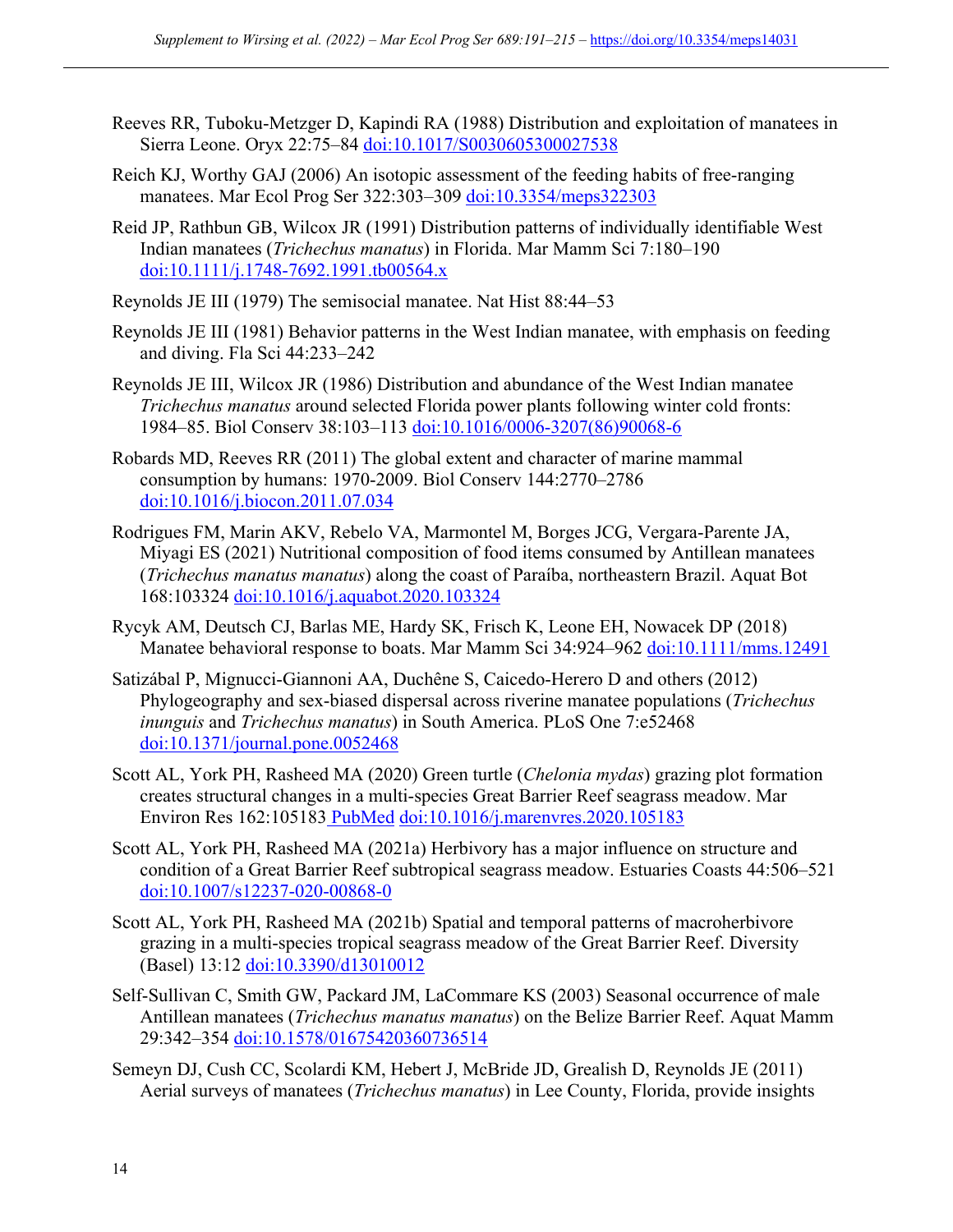Reeves RR, Tuboku-Metzger D, Kapindi RA (1988) Distribution and exploitation of manatees in Sierra Leone. Oryx 22:75–84 doi:10.1017/S0030605300027538

Reich KJ, Worthy GAJ (2006) An isotopic assessment of the feeding habits of free-ranging manatees. Mar Ecol Prog Ser 322:303–309 doi:10.3354/meps322303

Reid JP, Rathbun GB, Wilcox JR (1991) Distribution patterns of individually identifiable West Indian manatees (*Trichechus manatus*) in Florida. Mar Mamm Sci 7:180–190 doi:10.1111/j.1748-7692.1991.tb00564.x

Reynolds JE III (1979) The semisocial manatee. Nat Hist 88:44–53

Reynolds JE III (1981) Behavior patterns in the West Indian manatee, with emphasis on feeding and diving. Fla Sci 44:233–242

Reynolds JE III, Wilcox JR (1986) Distribution and abundance of the West Indian manatee *Trichechus manatus* around selected Florida power plants following winter cold fronts: 1984–85. Biol Conserv 38:103–113 doi:10.1016/0006-3207(86)90068-6

Robards MD, Reeves RR (2011) The global extent and character of marine mammal consumption by humans: 1970-2009. Biol Conserv 144:2770–2786 doi:10.1016/j.biocon.2011.07.034

Rodrigues FM, Marin AKV, Rebelo VA, Marmontel M, Borges JCG, Vergara-Parente JA, Miyagi ES (2021) Nutritional composition of food items consumed by Antillean manatees (*Trichechus manatus manatus*) along the coast of Paraíba, northeastern Brazil. Aquat Bot 168:103324 doi:10.1016/j.aquabot.2020.103324

Rycyk AM, Deutsch CJ, Barlas ME, Hardy SK, Frisch K, Leone EH, Nowacek DP (2018) Manatee behavioral response to boats. Mar Mamm Sci 34:924–962 doi:10.1111/mms.12491

Satizábal P, Mignucci-Giannoni AA, Duchêne S, Caicedo-Herero D and others (2012) Phylogeography and sex-biased dispersal across riverine manatee populations (*Trichechus inunguis* and *Trichechus manatus*) in South America. PLoS One 7:e52468 doi:10.1371/journal.pone.0052468

Scott AL, York PH, Rasheed MA (2020) Green turtle (*Chelonia mydas*) grazing plot formation creates structural changes in a multi-species Great Barrier Reef seagrass meadow. Mar Environ Res 162:105183 PubMed doi:10.1016/j.marenvres.2020.105183

Scott AL, York PH, Rasheed MA (2021a) Herbivory has a major influence on structure and condition of a Great Barrier Reef subtropical seagrass meadow. Estuaries Coasts 44:506–521 doi:10.1007/s12237-020-00868-0

Scott AL, York PH, Rasheed MA (2021b) Spatial and temporal patterns of macroherbivore grazing in a multi-species tropical seagrass meadow of the Great Barrier Reef. Diversity (Basel) 13:12 doi:10.3390/d13010012

Self-Sullivan C, Smith GW, Packard JM, LaCommare KS (2003) Seasonal occurrence of male Antillean manatees (*Trichechus manatus manatus*) on the Belize Barrier Reef. Aquat Mamm 29:342–354 doi:10.1578/01675420360736514

Semeyn DJ, Cush CC, Scolardi KM, Hebert J, McBride JD, Grealish D, Reynolds JE (2011) Aerial surveys of manatees (*Trichechus manatus*) in Lee County, Florida, provide insights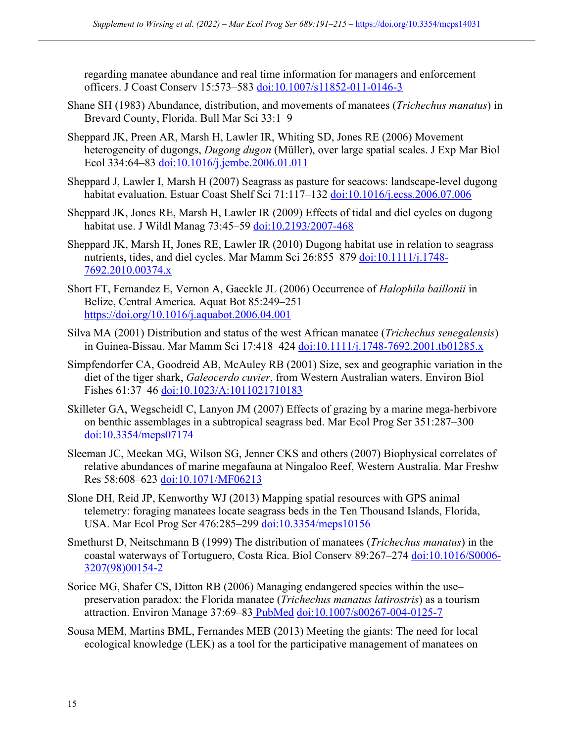regarding manatee abundance and real time information for managers and enforcement officers. J Coast Conserv 15:573–583 doi:10.1007/s11852-011-0146-3

Shane SH (1983) Abundance, distribution, and movements of manatees (*Trichechus manatus*) in Brevard County, Florida. Bull Mar Sci 33:1–9

Sheppard JK, Preen AR, Marsh H, Lawler IR, Whiting SD, Jones RE (2006) Movement heterogeneity of dugongs, *Dugong dugon* (Müller), over large spatial scales. J Exp Mar Biol Ecol 334:64–83 doi:10.1016/j.jembe.2006.01.011

Sheppard J, Lawler I, Marsh H (2007) Seagrass as pasture for seacows: landscape-level dugong habitat evaluation. Estuar Coast Shelf Sci 71:117–132 doi:10.1016/j.ecss.2006.07.006

Sheppard JK, Jones RE, Marsh H, Lawler IR (2009) Effects of tidal and diel cycles on dugong habitat use. J Wildl Manag 73:45–59 doi:10.2193/2007-468

Sheppard JK, Marsh H, Jones RE, Lawler IR (2010) Dugong habitat use in relation to seagrass nutrients, tides, and diel cycles. Mar Mamm Sci 26:855–879 doi:10.1111/j.1748-7692.2010.00374.x

Short FT, Fernandez E, Vernon A, Gaeckle JL (2006) Occurrence of *Halophila baillonii* in Belize, Central America. Aquat Bot 85:249–251 https://doi.org/10.1016/j.aquabot.2006.04.001

Silva MA (2001) Distribution and status of the west African manatee (*Trichechus senegalensis*) in Guinea-Bissau. Mar Mamm Sci 17:418–424 doi:10.1111/j.1748-7692.2001.tb01285.x

Simpfendorfer CA, Goodreid AB, McAuley RB (2001) Size, sex and geographic variation in the diet of the tiger shark, *Galeocerdo cuvier*, from Western Australian waters. Environ Biol Fishes 61:37–46 doi:10.1023/A:1011021710183

Skilleter GA, Wegscheidl C, Lanyon JM (2007) Effects of grazing by a marine mega-herbivore on benthic assemblages in a subtropical seagrass bed. Mar Ecol Prog Ser 351:287–300 doi:10.3354/meps07174

Sleeman JC, Meekan MG, Wilson SG, Jenner CKS and others (2007) Biophysical correlates of relative abundances of marine megafauna at Ningaloo Reef, Western Australia. Mar Freshw Res 58:608–623 doi:10.1071/MF06213

Slone DH, Reid JP, Kenworthy WJ (2013) Mapping spatial resources with GPS animal telemetry: foraging manatees locate seagrass beds in the Ten Thousand Islands, Florida, USA. Mar Ecol Prog Ser 476:285–299 doi:10.3354/meps10156

Smethurst D, Neitschmann B (1999) The distribution of manatees (*Trichechus manatus*) in the coastal waterways of Tortuguero, Costa Rica. Biol Conserv 89:267–274 doi:10.1016/S0006-3207(98)00154-2

Sorice MG, Shafer CS, Ditton RB (2006) Managing endangered species within the use–preservation paradox: the Florida manatee (*Trichechus manatus latirostris*) as a tourism attraction. Environ Manage 37:69–83 PubMed doi:10.1007/s00267-004-0125-7

Sousa MEM, Martins BML, Fernandes MEB (2013) Meeting the giants: The need for local ecological knowledge (LEK) as a tool for the participative management of manatees on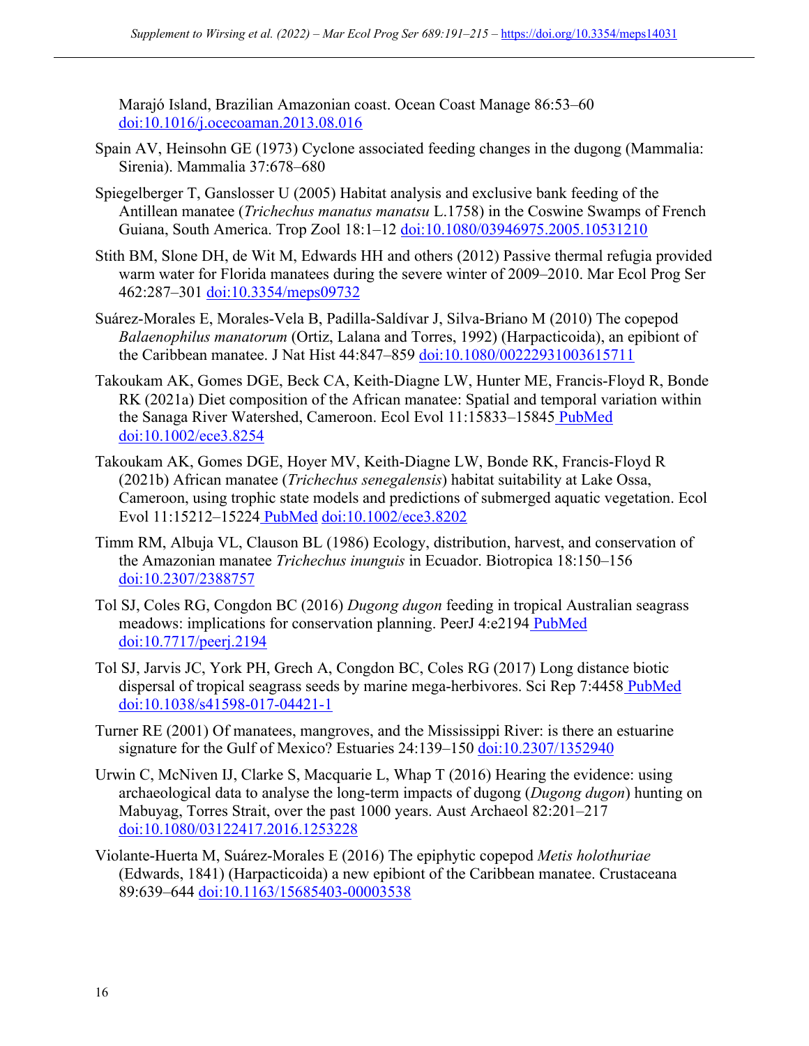Marajó Island, Brazilian Amazonian coast. Ocean Coast Manage 86:53–60 doi:10.1016/j.ocecoaman.2013.08.016

Spain AV, Heinsohn GE (1973) Cyclone associated feeding changes in the dugong (Mammalia: Sirenia). Mammalia 37:678–680

Spiegelberger T, Ganslosser U (2005) Habitat analysis and exclusive bank feeding of the Antillean manatee (*Trichechus manatus manatsu* L.1758) in the Coswine Swamps of French Guiana, South America. Trop Zool 18:1–12 doi:10.1080/03946975.2005.10531210

Stith BM, Slone DH, de Wit M, Edwards HH and others (2012) Passive thermal refugia provided warm water for Florida manatees during the severe winter of 2009–2010. Mar Ecol Prog Ser 462:287–301 doi:10.3354/meps09732

Suárez-Morales E, Morales-Vela B, Padilla-Saldívar J, Silva-Briano M (2010) The copepod *Balaenophilus manatorum* (Ortiz, Lalana and Torres, 1992) (Harpacticoida), an epibiont of the Caribbean manatee. J Nat Hist 44:847–859 doi:10.1080/00222931003615711

Takoukam AK, Gomes DGE, Beck CA, Keith-Diagne LW, Hunter ME, Francis-Floyd R, Bonde RK (2021a) Diet composition of the African manatee: Spatial and temporal variation within the Sanaga River Watershed, Cameroon. Ecol Evol 11:15833–15845 PubMed doi:10.1002/ece3.8254

Takoukam AK, Gomes DGE, Hoyer MV, Keith-Diagne LW, Bonde RK, Francis-Floyd R (2021b) African manatee (*Trichechus senegalensis*) habitat suitability at Lake Ossa, Cameroon, using trophic state models and predictions of submerged aquatic vegetation. Ecol Evol 11:15212–15224 PubMed doi:10.1002/ece3.8202

Timm RM, Albuja VL, Clauson BL (1986) Ecology, distribution, harvest, and conservation of the Amazonian manatee *Trichechus inunguis* in Ecuador. Biotropica 18:150–156 doi:10.2307/2388757

Tol SJ, Coles RG, Congdon BC (2016) *Dugong dugon* feeding in tropical Australian seagrass meadows: implications for conservation planning. PeerJ 4:e2194 PubMed doi:10.7717/peerj.2194

Tol SJ, Jarvis JC, York PH, Grech A, Congdon BC, Coles RG (2017) Long distance biotic dispersal of tropical seagrass seeds by marine mega-herbivores. Sci Rep 7:4458 PubMed doi:10.1038/s41598-017-04421-1

Turner RE (2001) Of manatees, mangroves, and the Mississippi River: is there an estuarine signature for the Gulf of Mexico? Estuaries 24:139–150 doi:10.2307/1352940

Urwin C, McNiven IJ, Clarke S, Macquarie L, Whap T (2016) Hearing the evidence: using archaeological data to analyse the long-term impacts of dugong (*Dugong dugon*) hunting on Mabuyag, Torres Strait, over the past 1000 years. Aust Archaeol 82:201–217 doi:10.1080/03122417.2016.1253228

Violante-Huerta M, Suárez-Morales E (2016) The epiphytic copepod *Metis holothuriae* (Edwards, 1841) (Harpacticoida) a new epibiont of the Caribbean manatee. Crustaceana 89:639–644 doi:10.1163/15685403-00003538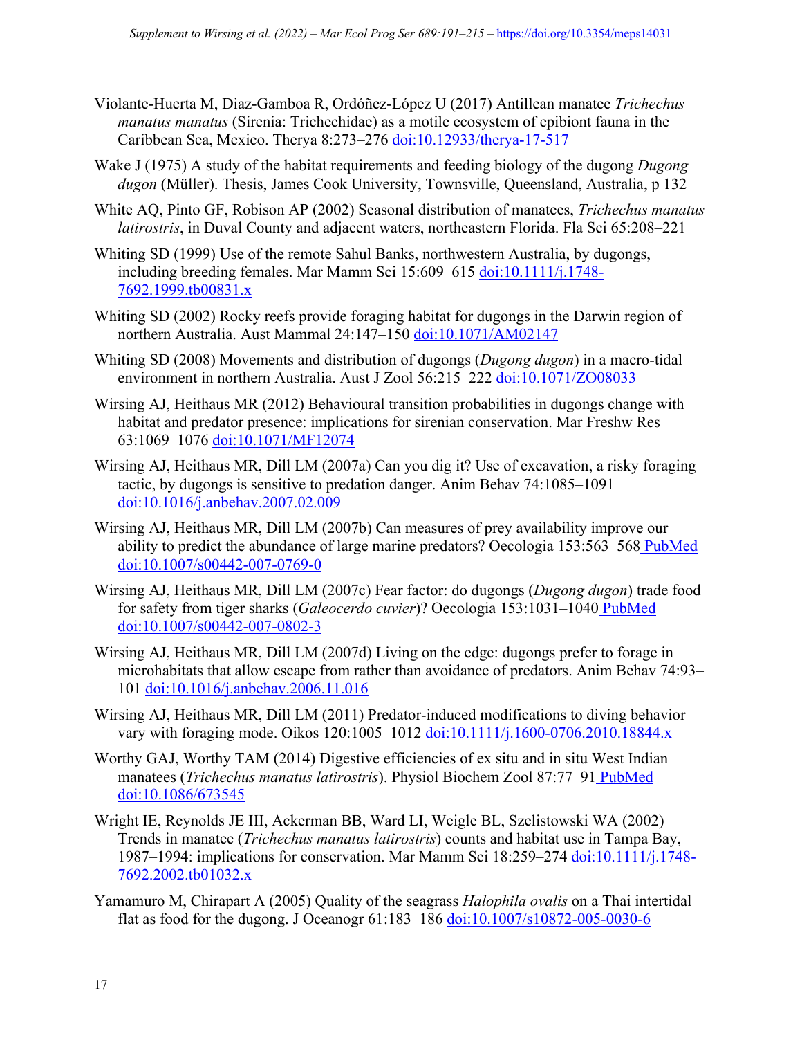Violante-Huerta M, Diaz-Gamboa R, Ordóñez-López U (2017) Antillean manatee *Trichechus manatus manatus* (Sirenia: Trichechidae) as a motile ecosystem of epibiont fauna in the Caribbean Sea, Mexico. Therya 8:273–276 doi:10.12933/therya-17-517

Wake J (1975) A study of the habitat requirements and feeding biology of the dugong *Dugong dugon* (Müller). Thesis, James Cook University, Townsville, Queensland, Australia, p 132

White AQ, Pinto GF, Robison AP (2002) Seasonal distribution of manatees, *Trichechus manatus latirostris*, in Duval County and adjacent waters, northeastern Florida. Fla Sci 65:208–221

Whiting SD (1999) Use of the remote Sahul Banks, northwestern Australia, by dugongs, including breeding females. Mar Mamm Sci 15:609–615 doi:10.1111/j.1748-7692.1999.tb00831.x

Whiting SD (2002) Rocky reefs provide foraging habitat for dugongs in the Darwin region of northern Australia. Aust Mammal 24:147–150 doi:10.1071/AM02147

Whiting SD (2008) Movements and distribution of dugongs (*Dugong dugon*) in a macro-tidal environment in northern Australia. Aust J Zool 56:215–222 doi:10.1071/ZO08033

Wirsing AJ, Heithaus MR (2012) Behavioural transition probabilities in dugongs change with habitat and predator presence: implications for sirenian conservation. Mar Freshw Res 63:1069–1076 doi:10.1071/MF12074

Wirsing AJ, Heithaus MR, Dill LM (2007a) Can you dig it? Use of excavation, a risky foraging tactic, by dugongs is sensitive to predation danger. Anim Behav 74:1085–1091 doi:10.1016/j.anbehav.2007.02.009

Wirsing AJ, Heithaus MR, Dill LM (2007b) Can measures of prey availability improve our ability to predict the abundance of large marine predators? Oecologia 153:563–568 PubMed doi:10.1007/s00442-007-0769-0

Wirsing AJ, Heithaus MR, Dill LM (2007c) Fear factor: do dugongs (*Dugong dugon*) trade food for safety from tiger sharks (*Galeocerdo cuvier*)? Oecologia 153:1031–1040 PubMed doi:10.1007/s00442-007-0802-3

Wirsing AJ, Heithaus MR, Dill LM (2007d) Living on the edge: dugongs prefer to forage in microhabitats that allow escape from rather than avoidance of predators. Anim Behav 74:93–101 doi:10.1016/j.anbehav.2006.11.016

Wirsing AJ, Heithaus MR, Dill LM (2011) Predator-induced modifications to diving behavior vary with foraging mode. Oikos 120:1005–1012 doi:10.1111/j.1600-0706.2010.18844.x

Worthy GAJ, Worthy TAM (2014) Digestive efficiencies of ex situ and in situ West Indian manatees (*Trichechus manatus latirostris*). Physiol Biochem Zool 87:77–91 PubMed doi:10.1086/673545

Wright IE, Reynolds JE III, Ackerman BB, Ward LI, Weigle BL, Szelistowski WA (2002) Trends in manatee (*Trichechus manatus latirostris*) counts and habitat use in Tampa Bay, 1987–1994: implications for conservation. Mar Mamm Sci 18:259–274 doi:10.1111/j.1748-7692.2002.tb01032.x

Yamamuro M, Chirapart A (2005) Quality of the seagrass *Halophila ovalis* on a Thai intertidal flat as food for the dugong. J Oceanogr 61:183–186 doi:10.1007/s10872-005-0030-6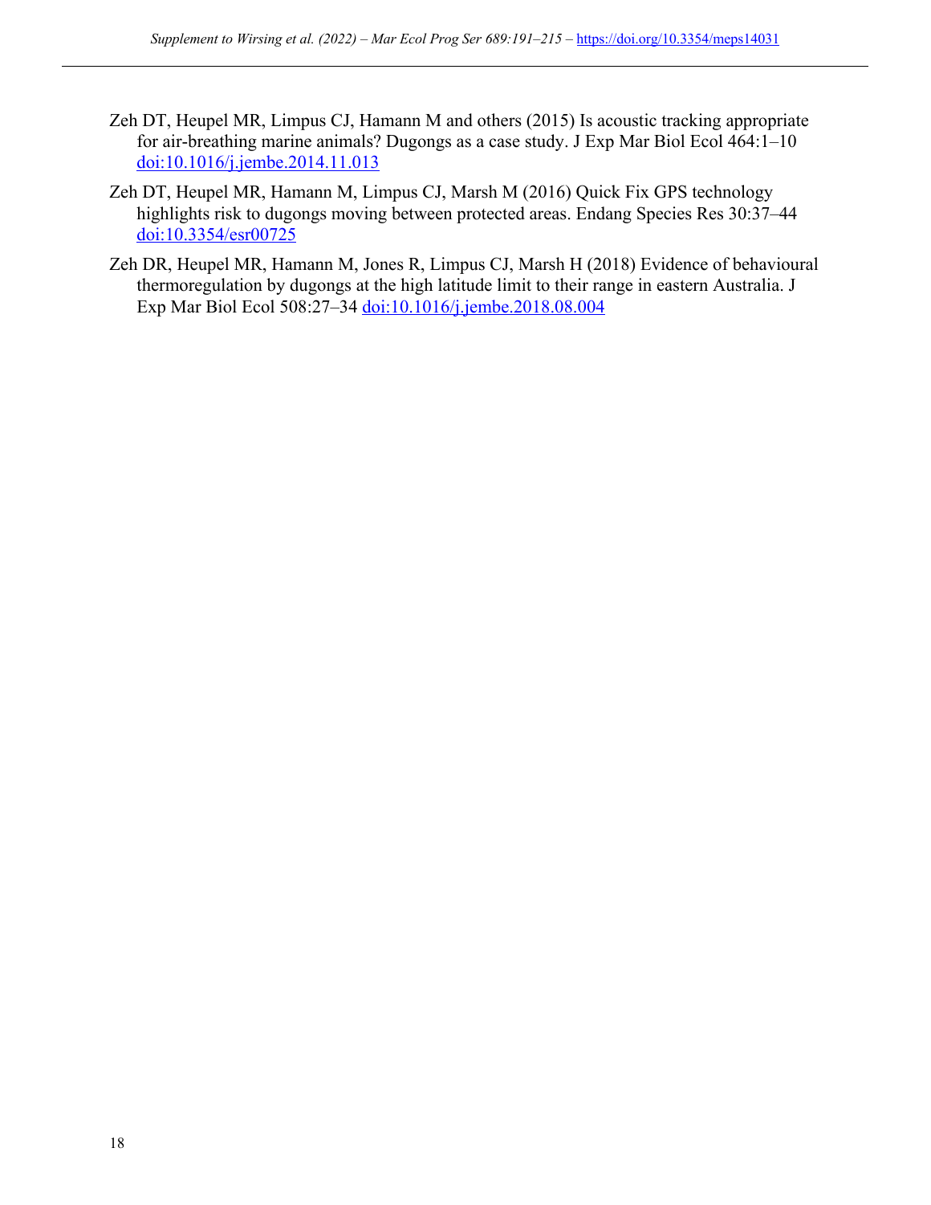Zeh DT, Heupel MR, Limpus CJ, Hamann M and others (2015) Is acoustic tracking appropriate for air-breathing marine animals? Dugongs as a case study. J Exp Mar Biol Ecol 464:1–10 doi:10.1016/j.jembe.2014.11.013

Zeh DT, Heupel MR, Hamann M, Limpus CJ, Marsh M (2016) Quick Fix GPS technology highlights risk to dugongs moving between protected areas. Endang Species Res 30:37–44 doi:10.3354/esr00725

Zeh DR, Heupel MR, Hamann M, Jones R, Limpus CJ, Marsh H (2018) Evidence of behavioural thermoregulation by dugongs at the high latitude limit to their range in eastern Australia. J Exp Mar Biol Ecol 508:27–34 doi:10.1016/j.jembe.2018.08.004